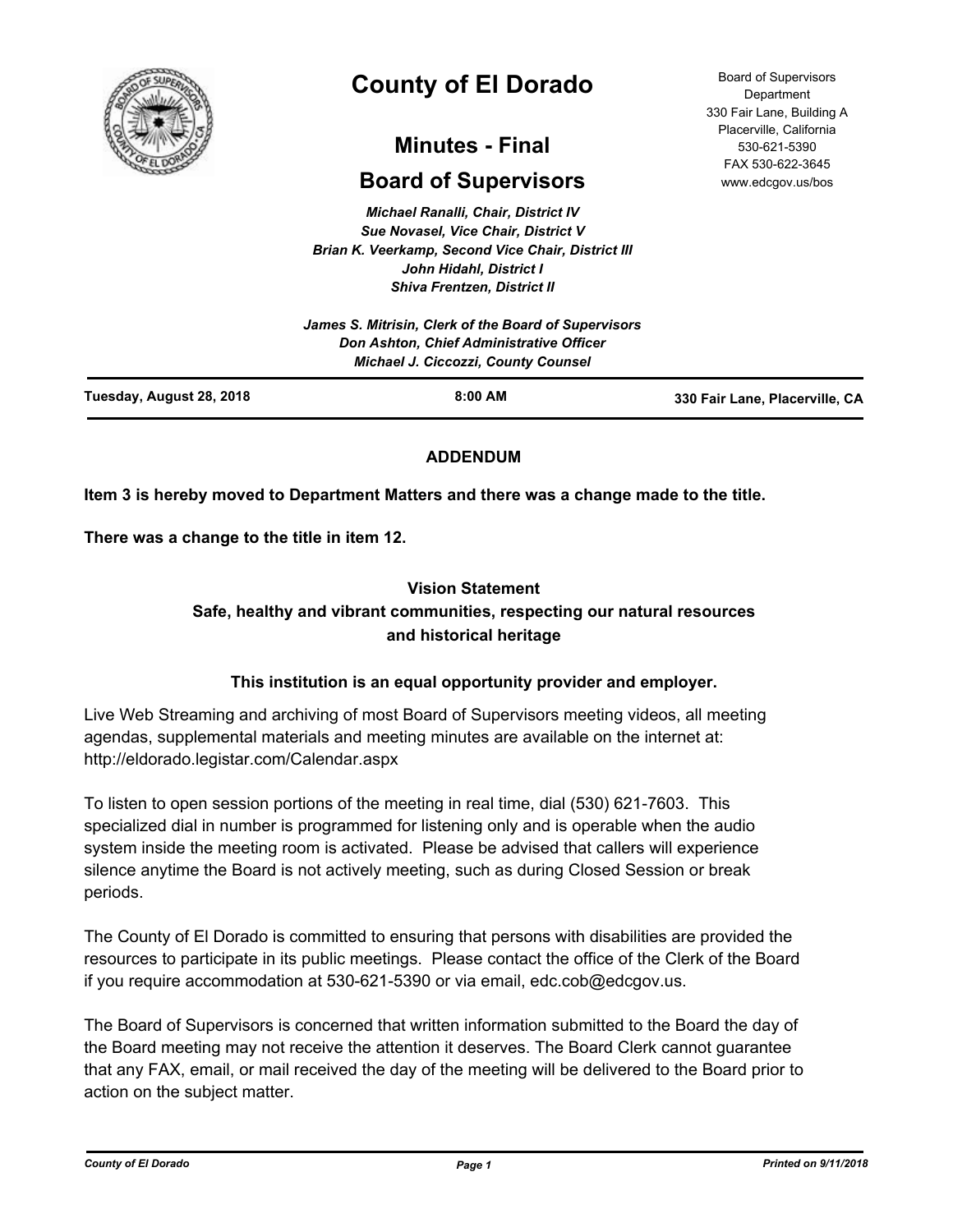# County of El Dorado

## Minutes - Final

## Board of Supervisors

Board of Supervisors Department
330 Fair Lane, Building A
Placerville, California
530-621-5390
FAX 530-622-3645
www.edcgov.us/bos

*Michael Ranalli, Chair, District IV*
*Sue Novasel, Vice Chair, District V*
*Brian K. Veerkamp, Second Vice Chair, District III*
*John Hidahl, District I*
*Shiva Frentzen, District II*

*James S. Mitrisin, Clerk of the Board of Supervisors*
*Don Ashton, Chief Administrative Officer*
*Michael J. Ciccozzi, County Counsel*

**Tuesday, August 28, 2018** | **8:00 AM** | **330 Fair Lane, Placerville, CA**

---

**ADDENDUM**

**Item 3 is hereby moved to Department Matters and there was a change made to the title.**

**There was a change to the title in item 12.**

**Vision Statement**
**Safe, healthy and vibrant communities, respecting our natural resources and historical heritage**

**This institution is an equal opportunity provider and employer.**

Live Web Streaming and archiving of most Board of Supervisors meeting videos, all meeting agendas, supplemental materials and meeting minutes are available on the internet at: http://eldorado.legistar.com/Calendar.aspx

To listen to open session portions of the meeting in real time, dial (530) 621-7603. This specialized dial in number is programmed for listening only and is operable when the audio system inside the meeting room is activated. Please be advised that callers will experience silence anytime the Board is not actively meeting, such as during Closed Session or break periods.

The County of El Dorado is committed to ensuring that persons with disabilities are provided the resources to participate in its public meetings. Please contact the office of the Clerk of the Board if you require accommodation at 530-621-5390 or via email, edc.cob@edcgov.us.

The Board of Supervisors is concerned that written information submitted to the Board the day of the Board meeting may not receive the attention it deserves. The Board Clerk cannot guarantee that any FAX, email, or mail received the day of the meeting will be delivered to the Board prior to action on the subject matter.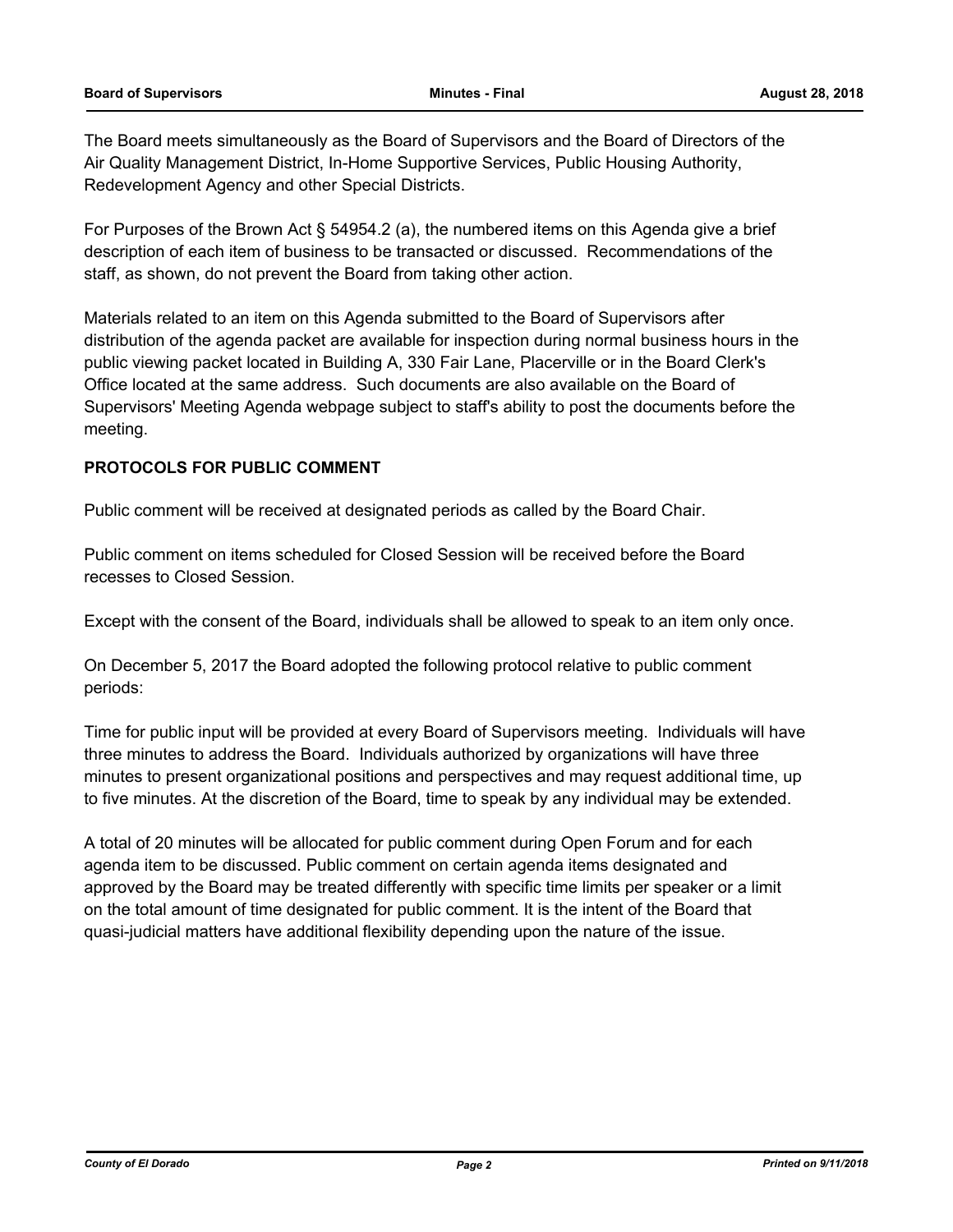The Board meets simultaneously as the Board of Supervisors and the Board of Directors of the Air Quality Management District, In-Home Supportive Services, Public Housing Authority, Redevelopment Agency and other Special Districts.

For Purposes of the Brown Act § 54954.2 (a), the numbered items on this Agenda give a brief description of each item of business to be transacted or discussed. Recommendations of the staff, as shown, do not prevent the Board from taking other action.

Materials related to an item on this Agenda submitted to the Board of Supervisors after distribution of the agenda packet are available for inspection during normal business hours in the public viewing packet located in Building A, 330 Fair Lane, Placerville or in the Board Clerk's Office located at the same address. Such documents are also available on the Board of Supervisors' Meeting Agenda webpage subject to staff's ability to post the documents before the meeting.

**PROTOCOLS FOR PUBLIC COMMENT**

Public comment will be received at designated periods as called by the Board Chair.

Public comment on items scheduled for Closed Session will be received before the Board recesses to Closed Session.

Except with the consent of the Board, individuals shall be allowed to speak to an item only once.

On December 5, 2017 the Board adopted the following protocol relative to public comment periods:

Time for public input will be provided at every Board of Supervisors meeting. Individuals will have three minutes to address the Board. Individuals authorized by organizations will have three minutes to present organizational positions and perspectives and may request additional time, up to five minutes. At the discretion of the Board, time to speak by any individual may be extended.

A total of 20 minutes will be allocated for public comment during Open Forum and for each agenda item to be discussed. Public comment on certain agenda items designated and approved by the Board may be treated differently with specific time limits per speaker or a limit on the total amount of time designated for public comment. It is the intent of the Board that quasi-judicial matters have additional flexibility depending upon the nature of the issue.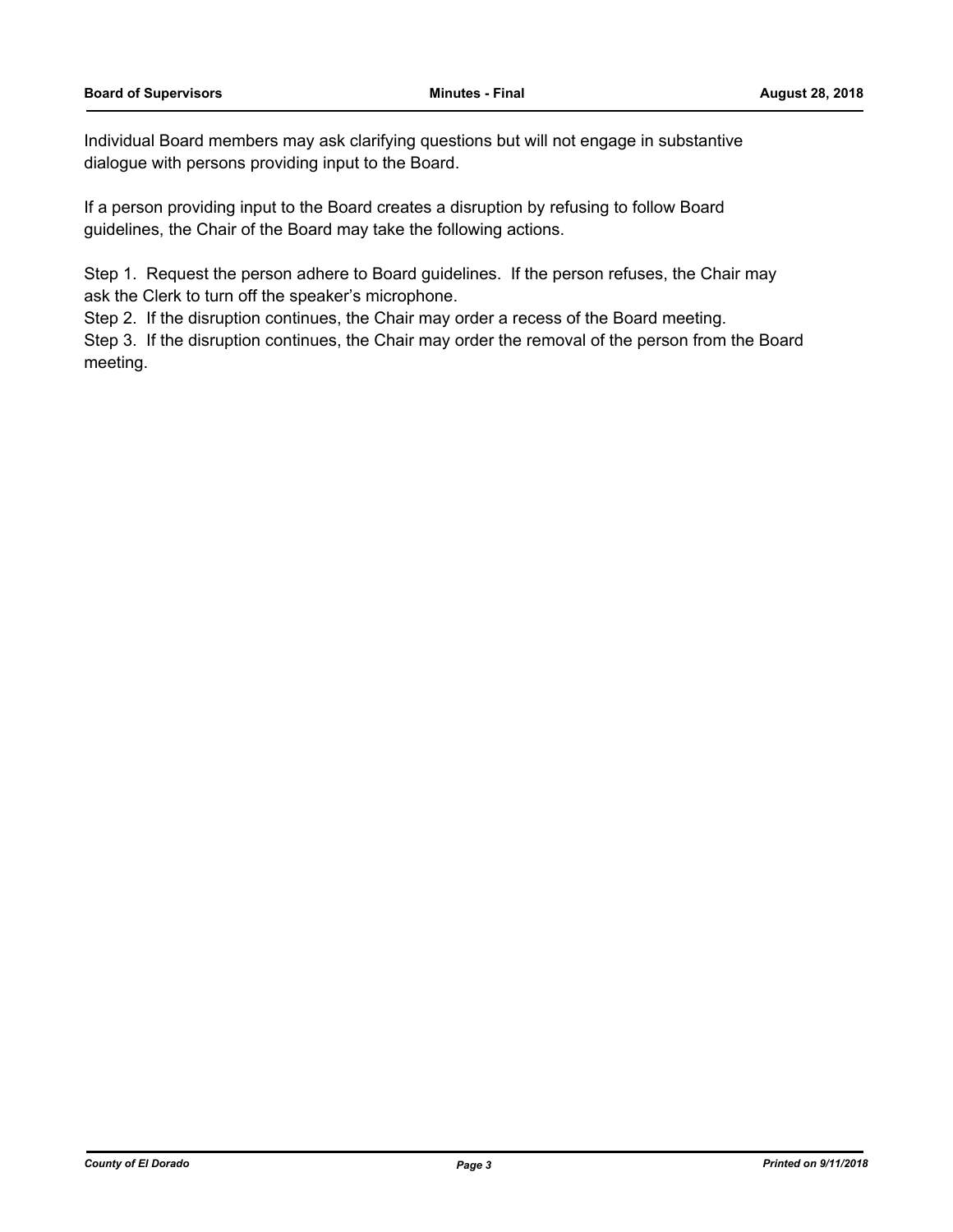Individual Board members may ask clarifying questions but will not engage in substantive dialogue with persons providing input to the Board.

If a person providing input to the Board creates a disruption by refusing to follow Board guidelines, the Chair of the Board may take the following actions.

Step 1. Request the person adhere to Board guidelines. If the person refuses, the Chair may ask the Clerk to turn off the speaker's microphone.
Step 2. If the disruption continues, the Chair may order a recess of the Board meeting.
Step 3. If the disruption continues, the Chair may order the removal of the person from the Board meeting.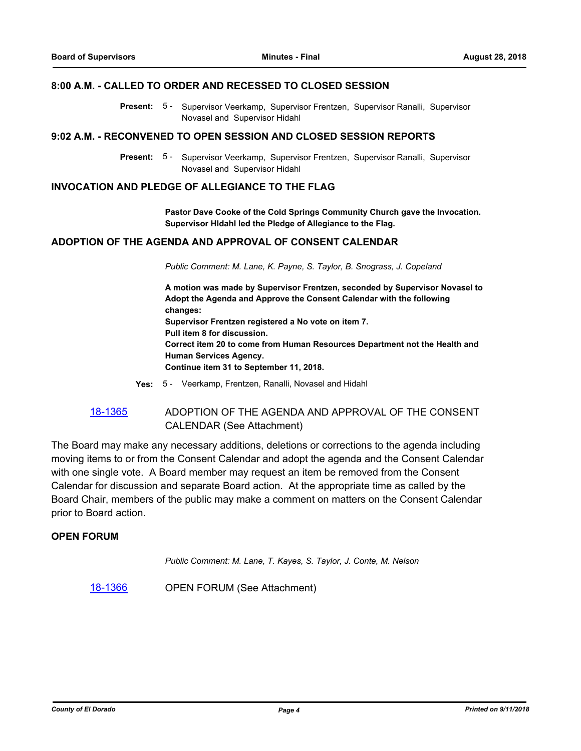## 8:00 A.M. - CALLED TO ORDER AND RECESSED TO CLOSED SESSION

**Present:** 5 - Supervisor Veerkamp, Supervisor Frentzen, Supervisor Ranalli, Supervisor Novasel and Supervisor Hidahl

## 9:02 A.M. - RECONVENED TO OPEN SESSION AND CLOSED SESSION REPORTS

**Present:** 5 - Supervisor Veerkamp, Supervisor Frentzen, Supervisor Ranalli, Supervisor Novasel and Supervisor Hidahl

## INVOCATION AND PLEDGE OF ALLEGIANCE TO THE FLAG

**Pastor Dave Cooke of the Cold Springs Community Church gave the Invocation. Supervisor HIdahl led the Pledge of Allegiance to the Flag.**

## ADOPTION OF THE AGENDA AND APPROVAL OF CONSENT CALENDAR

*Public Comment: M. Lane, K. Payne, S. Taylor, B. Snograss, J. Copeland*

**A motion was made by Supervisor Frentzen, seconded by Supervisor Novasel to Adopt the Agenda and Approve the Consent Calendar with the following changes:**
**Supervisor Frentzen registered a No vote on item 7.**
**Pull item 8 for discussion.**
**Correct item 20 to come from Human Resources Department not the Health and Human Services Agency.**
**Continue item 31 to September 11, 2018.**

**Yes:** 5 - Veerkamp, Frentzen, Ranalli, Novasel and Hidahl

18-1365 ADOPTION OF THE AGENDA AND APPROVAL OF THE CONSENT CALENDAR (See Attachment)

The Board may make any necessary additions, deletions or corrections to the agenda including moving items to or from the Consent Calendar and adopt the agenda and the Consent Calendar with one single vote. A Board member may request an item be removed from the Consent Calendar for discussion and separate Board action. At the appropriate time as called by the Board Chair, members of the public may make a comment on matters on the Consent Calendar prior to Board action.

## OPEN FORUM

*Public Comment: M. Lane, T. Kayes, S. Taylor, J. Conte, M. Nelson*

18-1366 OPEN FORUM (See Attachment)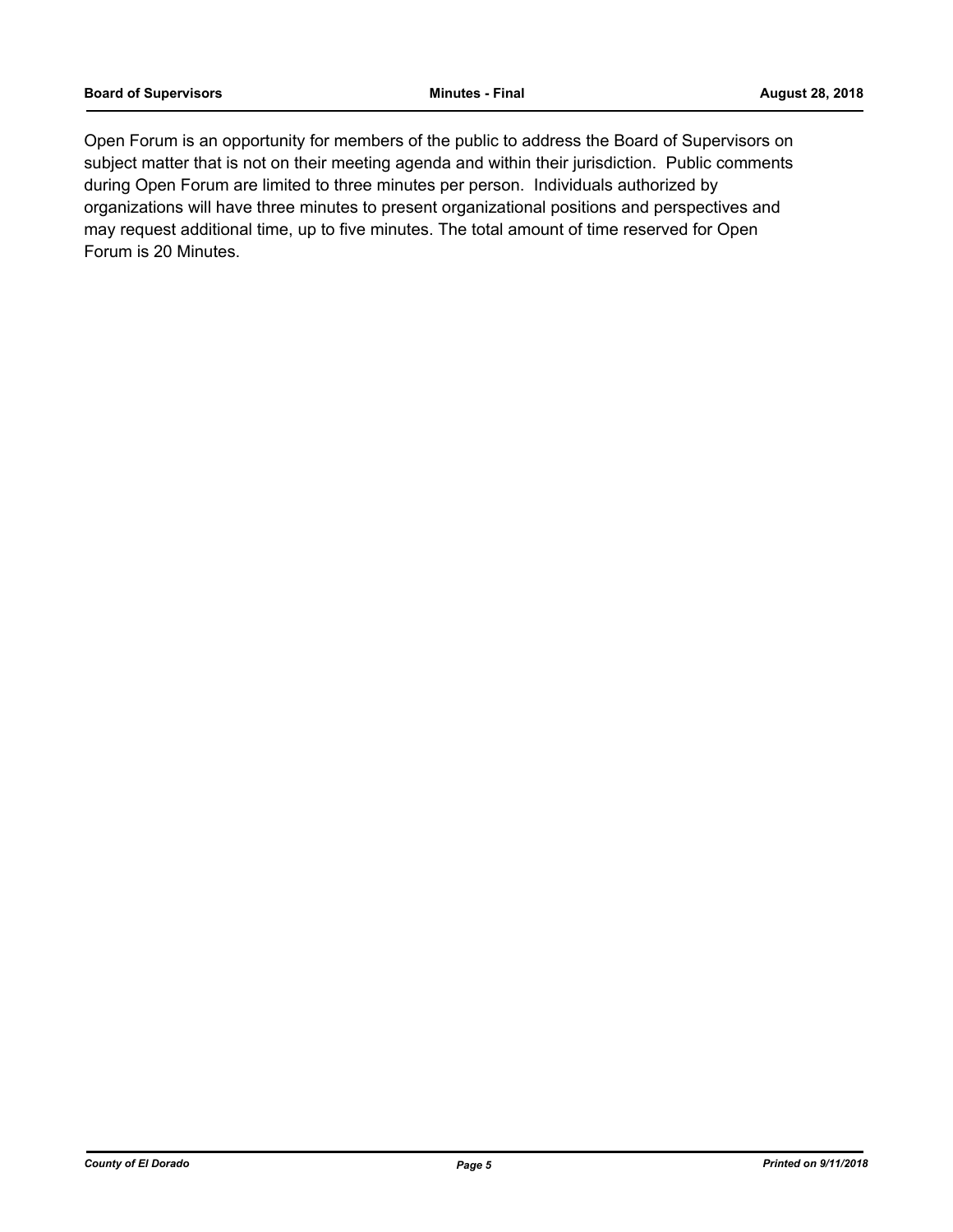Open Forum is an opportunity for members of the public to address the Board of Supervisors on subject matter that is not on their meeting agenda and within their jurisdiction. Public comments during Open Forum are limited to three minutes per person. Individuals authorized by organizations will have three minutes to present organizational positions and perspectives and may request additional time, up to five minutes. The total amount of time reserved for Open Forum is 20 Minutes.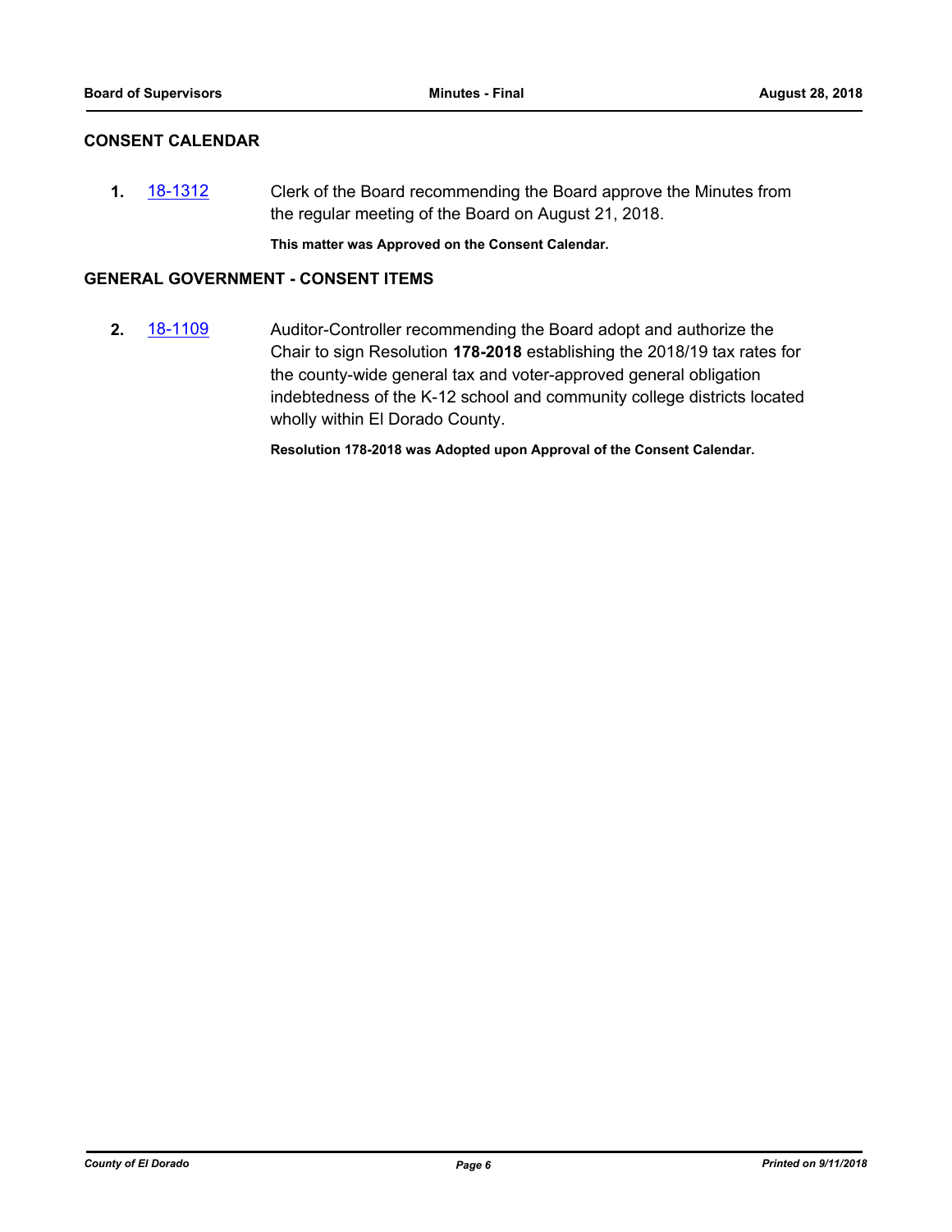## CONSENT CALENDAR

**1.** 18-1312 Clerk of the Board recommending the Board approve the Minutes from the regular meeting of the Board on August 21, 2018.

**This matter was Approved on the Consent Calendar.**

## GENERAL GOVERNMENT - CONSENT ITEMS

**2.** 18-1109 Auditor-Controller recommending the Board adopt and authorize the Chair to sign Resolution **178-2018** establishing the 2018/19 tax rates for the county-wide general tax and voter-approved general obligation indebtedness of the K-12 school and community college districts located wholly within El Dorado County.

**Resolution 178-2018 was Adopted upon Approval of the Consent Calendar.**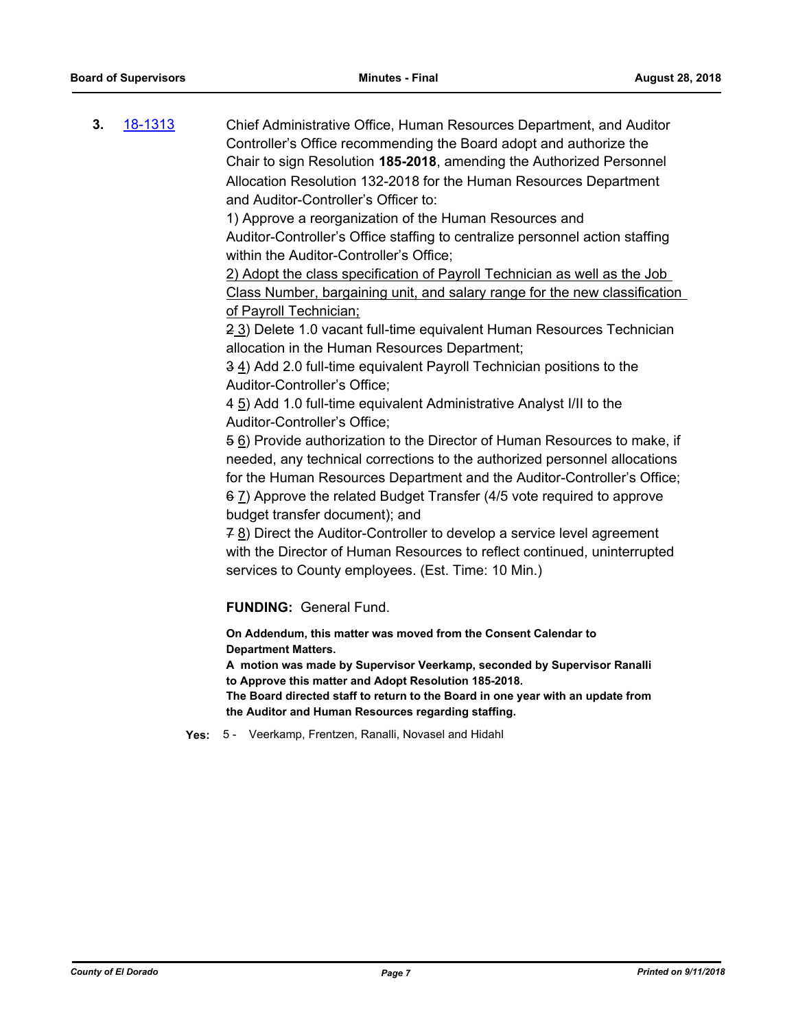**3.** 18-1313 Chief Administrative Office, Human Resources Department, and Auditor Controller's Office recommending the Board adopt and authorize the Chair to sign Resolution **185-2018**, amending the Authorized Personnel Allocation Resolution 132-2018 for the Human Resources Department and Auditor-Controller's Officer to:

1) Approve a reorganization of the Human Resources and Auditor-Controller's Office staffing to centralize personnel action staffing within the Auditor-Controller's Office;

<u>2) Adopt the class specification of Payroll Technician as well as the Job Class Number, bargaining unit, and salary range for the new classification of Payroll Technician;</u>

~~2~~ <u>3</u>) Delete 1.0 vacant full-time equivalent Human Resources Technician allocation in the Human Resources Department;

~~3~~ <u>4</u>) Add 2.0 full-time equivalent Payroll Technician positions to the Auditor-Controller's Office;

~~4~~ <u>5</u>) Add 1.0 full-time equivalent Administrative Analyst I/II to the Auditor-Controller's Office;

~~5~~ <u>6</u>) Provide authorization to the Director of Human Resources to make, if needed, any technical corrections to the authorized personnel allocations for the Human Resources Department and the Auditor-Controller's Office;

~~6~~ <u>7</u>) Approve the related Budget Transfer (4/5 vote required to approve budget transfer document); and

~~7~~ <u>8</u>) Direct the Auditor-Controller to develop a service level agreement with the Director of Human Resources to reflect continued, uninterrupted services to County employees. (Est. Time: 10 Min.)

**FUNDING:** General Fund.

**On Addendum, this matter was moved from the Consent Calendar to Department Matters.**

**A motion was made by Supervisor Veerkamp, seconded by Supervisor Ranalli to Approve this matter and Adopt Resolution 185-2018.**

**The Board directed staff to return to the Board in one year with an update from the Auditor and Human Resources regarding staffing.**

**Yes:** 5 - Veerkamp, Frentzen, Ranalli, Novasel and Hidahl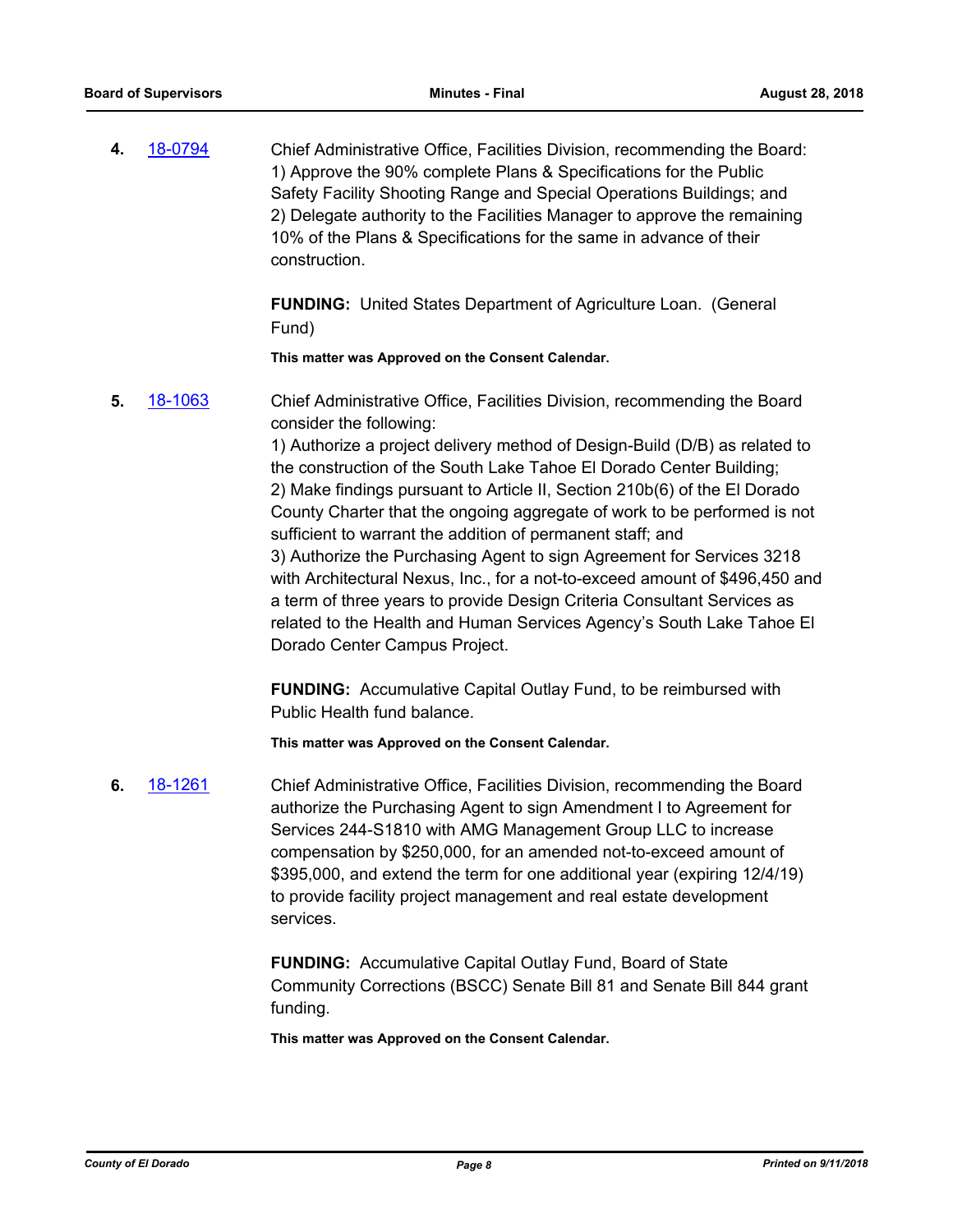**4.** 18-0794

Chief Administrative Office, Facilities Division, recommending the Board:
1) Approve the 90% complete Plans & Specifications for the Public Safety Facility Shooting Range and Special Operations Buildings; and
2) Delegate authority to the Facilities Manager to approve the remaining 10% of the Plans & Specifications for the same in advance of their construction.

**FUNDING:** United States Department of Agriculture Loan. (General Fund)

**This matter was Approved on the Consent Calendar.**

**5.** 18-1063

Chief Administrative Office, Facilities Division, recommending the Board consider the following:
1) Authorize a project delivery method of Design-Build (D/B) as related to the construction of the South Lake Tahoe El Dorado Center Building;
2) Make findings pursuant to Article II, Section 210b(6) of the El Dorado County Charter that the ongoing aggregate of work to be performed is not sufficient to warrant the addition of permanent staff; and
3) Authorize the Purchasing Agent to sign Agreement for Services 3218 with Architectural Nexus, Inc., for a not-to-exceed amount of $496,450 and a term of three years to provide Design Criteria Consultant Services as related to the Health and Human Services Agency's South Lake Tahoe El Dorado Center Campus Project.

**FUNDING:** Accumulative Capital Outlay Fund, to be reimbursed with Public Health fund balance.

**This matter was Approved on the Consent Calendar.**

**6.** 18-1261

Chief Administrative Office, Facilities Division, recommending the Board authorize the Purchasing Agent to sign Amendment I to Agreement for Services 244-S1810 with AMG Management Group LLC to increase compensation by $250,000, for an amended not-to-exceed amount of $395,000, and extend the term for one additional year (expiring 12/4/19) to provide facility project management and real estate development services.

**FUNDING:** Accumulative Capital Outlay Fund, Board of State Community Corrections (BSCC) Senate Bill 81 and Senate Bill 844 grant funding.

**This matter was Approved on the Consent Calendar.**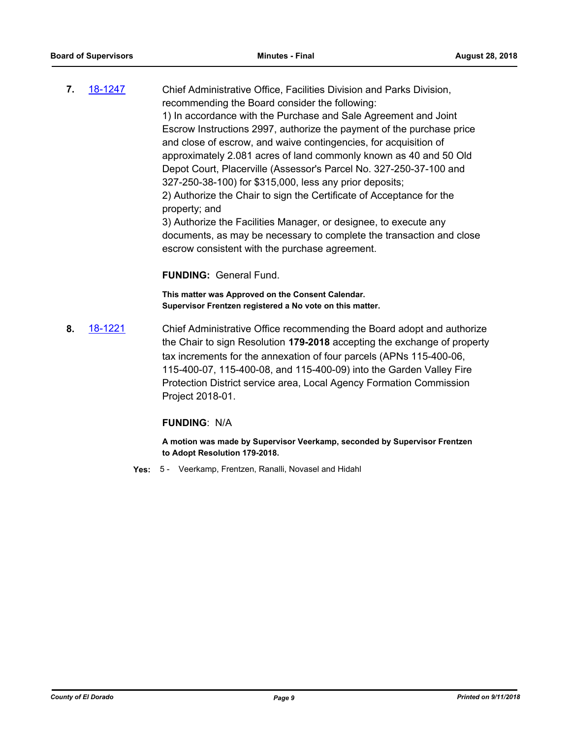**7.** 18-1247 Chief Administrative Office, Facilities Division and Parks Division, recommending the Board consider the following:

1) In accordance with the Purchase and Sale Agreement and Joint Escrow Instructions 2997, authorize the payment of the purchase price and close of escrow, and waive contingencies, for acquisition of approximately 2.081 acres of land commonly known as 40 and 50 Old Depot Court, Placerville (Assessor's Parcel No. 327-250-37-100 and 327-250-38-100) for $315,000, less any prior deposits;

2) Authorize the Chair to sign the Certificate of Acceptance for the property; and

3) Authorize the Facilities Manager, or designee, to execute any documents, as may be necessary to complete the transaction and close escrow consistent with the purchase agreement.

**FUNDING:** General Fund.

**This matter was Approved on the Consent Calendar.**
**Supervisor Frentzen registered a No vote on this matter.**

**8.** 18-1221 Chief Administrative Office recommending the Board adopt and authorize the Chair to sign Resolution **179-2018** accepting the exchange of property tax increments for the annexation of four parcels (APNs 115-400-06, 115-400-07, 115-400-08, and 115-400-09) into the Garden Valley Fire Protection District service area, Local Agency Formation Commission Project 2018-01.

**FUNDING**: N/A

**A motion was made by Supervisor Veerkamp, seconded by Supervisor Frentzen to Adopt Resolution 179-2018.**

**Yes:** 5 - Veerkamp, Frentzen, Ranalli, Novasel and Hidahl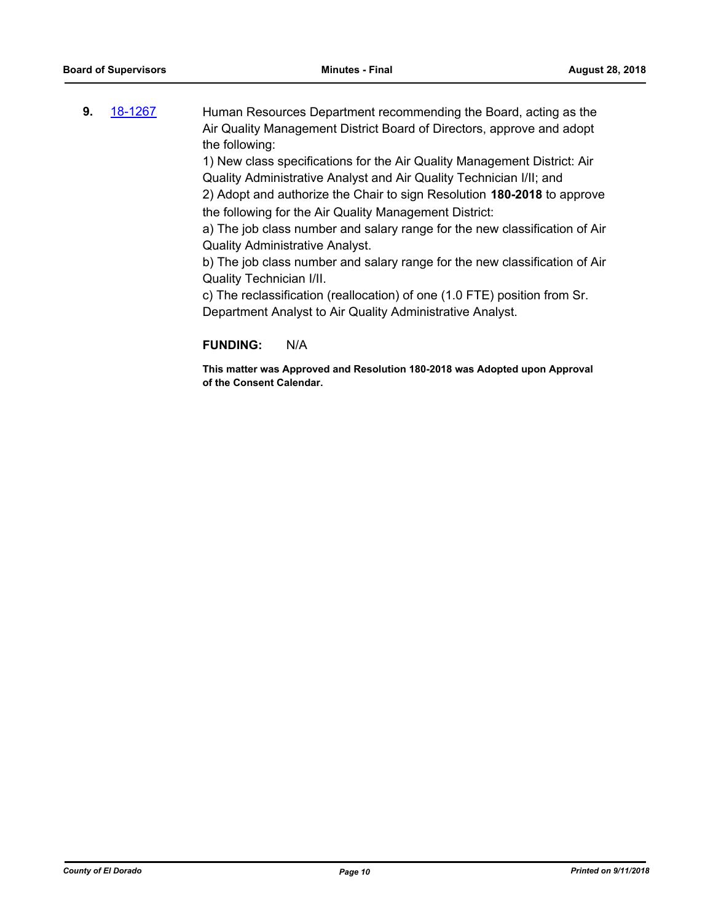**9.** 18-1267 Human Resources Department recommending the Board, acting as the Air Quality Management District Board of Directors, approve and adopt the following:

1) New class specifications for the Air Quality Management District: Air Quality Administrative Analyst and Air Quality Technician I/II; and

2) Adopt and authorize the Chair to sign Resolution **180-2018** to approve the following for the Air Quality Management District:

a) The job class number and salary range for the new classification of Air Quality Administrative Analyst.

b) The job class number and salary range for the new classification of Air Quality Technician I/II.

c) The reclassification (reallocation) of one (1.0 FTE) position from Sr. Department Analyst to Air Quality Administrative Analyst.

**FUNDING:** N/A

**This matter was Approved and Resolution 180-2018 was Adopted upon Approval of the Consent Calendar.**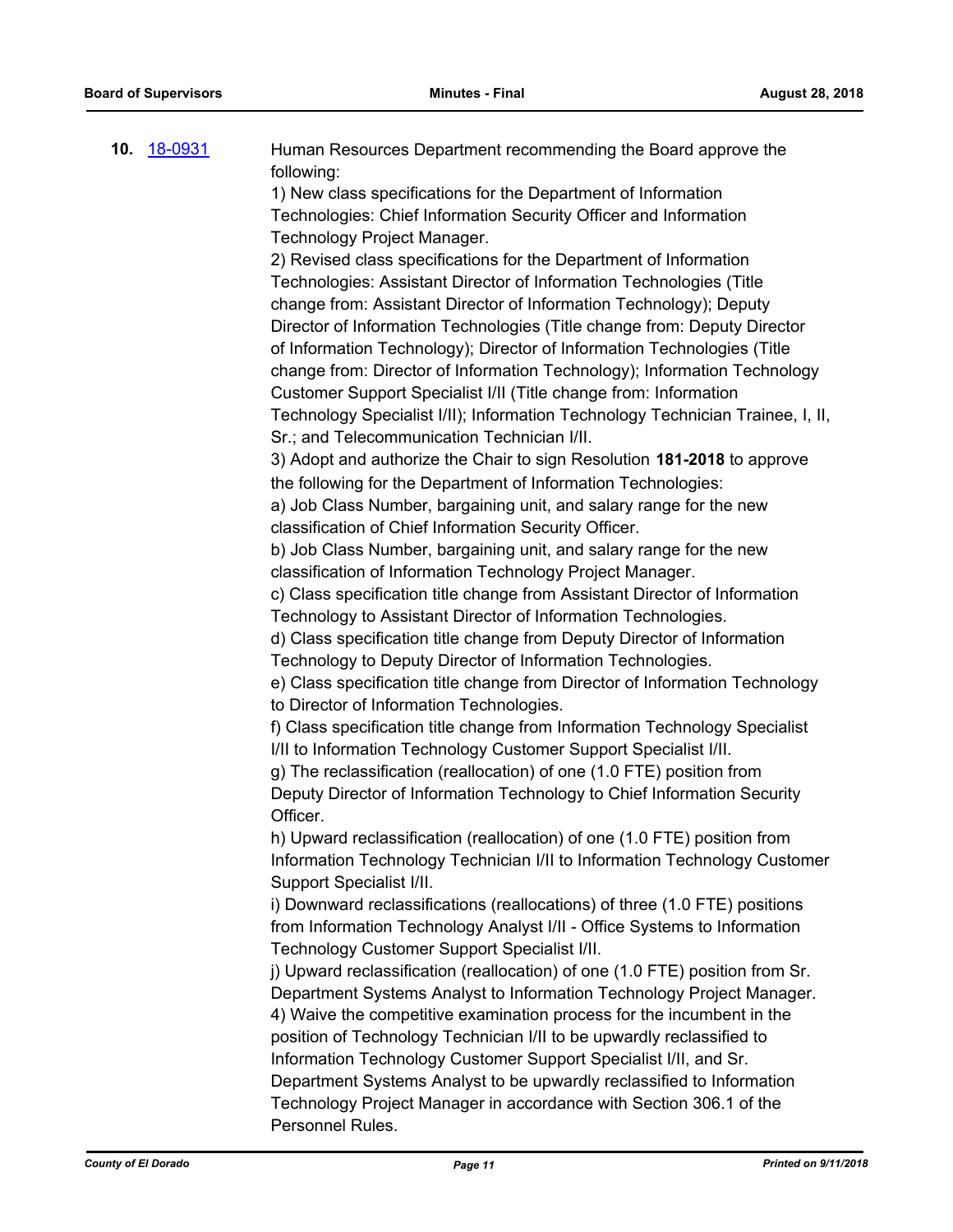**10.** 18-0931

Human Resources Department recommending the Board approve the following:

1) New class specifications for the Department of Information Technologies: Chief Information Security Officer and Information Technology Project Manager.

2) Revised class specifications for the Department of Information Technologies: Assistant Director of Information Technologies (Title change from: Assistant Director of Information Technology); Deputy Director of Information Technologies (Title change from: Deputy Director of Information Technology); Director of Information Technologies (Title change from: Director of Information Technology); Information Technology Customer Support Specialist I/II (Title change from: Information Technology Specialist I/II); Information Technology Technician Trainee, I, II, Sr.; and Telecommunication Technician I/II.

3) Adopt and authorize the Chair to sign Resolution **181-2018** to approve the following for the Department of Information Technologies:

a) Job Class Number, bargaining unit, and salary range for the new classification of Chief Information Security Officer.

b) Job Class Number, bargaining unit, and salary range for the new classification of Information Technology Project Manager.

c) Class specification title change from Assistant Director of Information Technology to Assistant Director of Information Technologies.

d) Class specification title change from Deputy Director of Information Technology to Deputy Director of Information Technologies.

e) Class specification title change from Director of Information Technology to Director of Information Technologies.

f) Class specification title change from Information Technology Specialist I/II to Information Technology Customer Support Specialist I/II.

g) The reclassification (reallocation) of one (1.0 FTE) position from Deputy Director of Information Technology to Chief Information Security Officer.

h) Upward reclassification (reallocation) of one (1.0 FTE) position from Information Technology Technician I/II to Information Technology Customer Support Specialist I/II.

i) Downward reclassifications (reallocations) of three (1.0 FTE) positions from Information Technology Analyst I/II - Office Systems to Information Technology Customer Support Specialist I/II.

j) Upward reclassification (reallocation) of one (1.0 FTE) position from Sr. Department Systems Analyst to Information Technology Project Manager.

4) Waive the competitive examination process for the incumbent in the position of Technology Technician I/II to be upwardly reclassified to Information Technology Customer Support Specialist I/II, and Sr. Department Systems Analyst to be upwardly reclassified to Information Technology Project Manager in accordance with Section 306.1 of the Personnel Rules.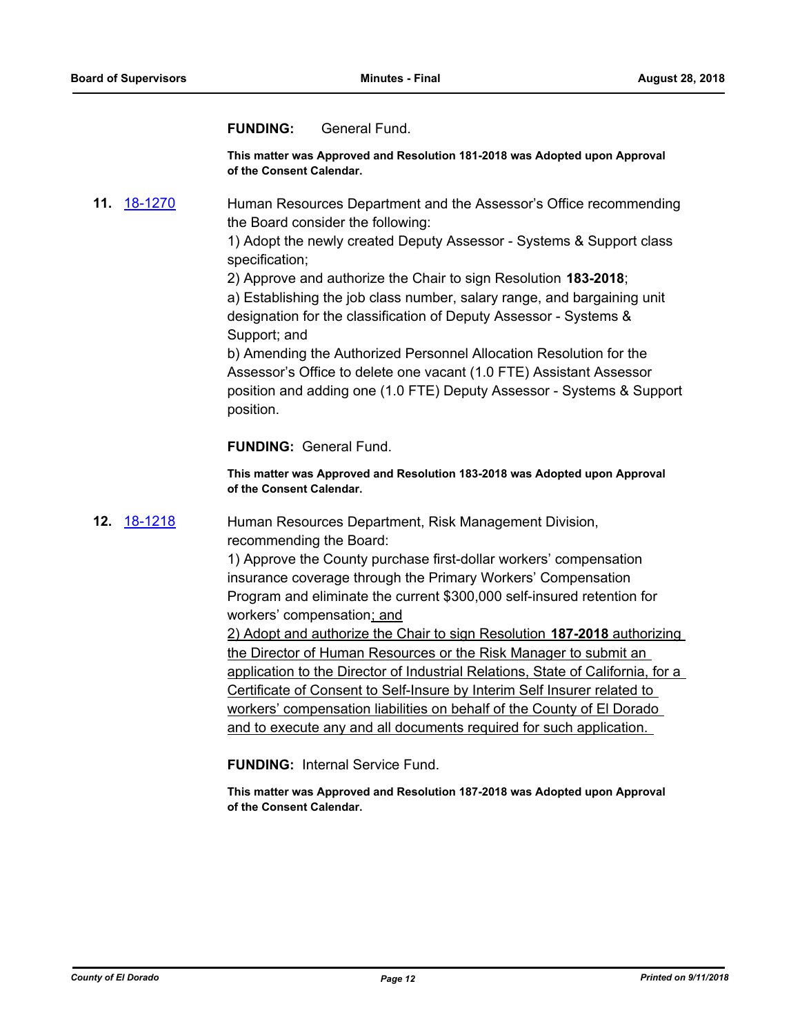**FUNDING:** General Fund.

**This matter was Approved and Resolution 181-2018 was Adopted upon Approval of the Consent Calendar.**

**11.** [18-1270](18-1270)

Human Resources Department and the Assessor's Office recommending the Board consider the following:

1) Adopt the newly created Deputy Assessor - Systems & Support class specification;

2) Approve and authorize the Chair to sign Resolution **183-2018**;

a) Establishing the job class number, salary range, and bargaining unit designation for the classification of Deputy Assessor - Systems & Support; and

b) Amending the Authorized Personnel Allocation Resolution for the Assessor's Office to delete one vacant (1.0 FTE) Assistant Assessor position and adding one (1.0 FTE) Deputy Assessor - Systems & Support position.

**FUNDING:** General Fund.

**This matter was Approved and Resolution 183-2018 was Adopted upon Approval of the Consent Calendar.**

**12.** [18-1218](18-1218)

Human Resources Department, Risk Management Division, recommending the Board:

1) Approve the County purchase first-dollar workers' compensation insurance coverage through the Primary Workers' Compensation Program and eliminate the current $300,000 self-insured retention for workers' compensation; and

2) Adopt and authorize the Chair to sign Resolution **187-2018** authorizing the Director of Human Resources or the Risk Manager to submit an application to the Director of Industrial Relations, State of California, for a Certificate of Consent to Self-Insure by Interim Self Insurer related to workers' compensation liabilities on behalf of the County of El Dorado and to execute any and all documents required for such application.

**FUNDING:** Internal Service Fund.

**This matter was Approved and Resolution 187-2018 was Adopted upon Approval of the Consent Calendar.**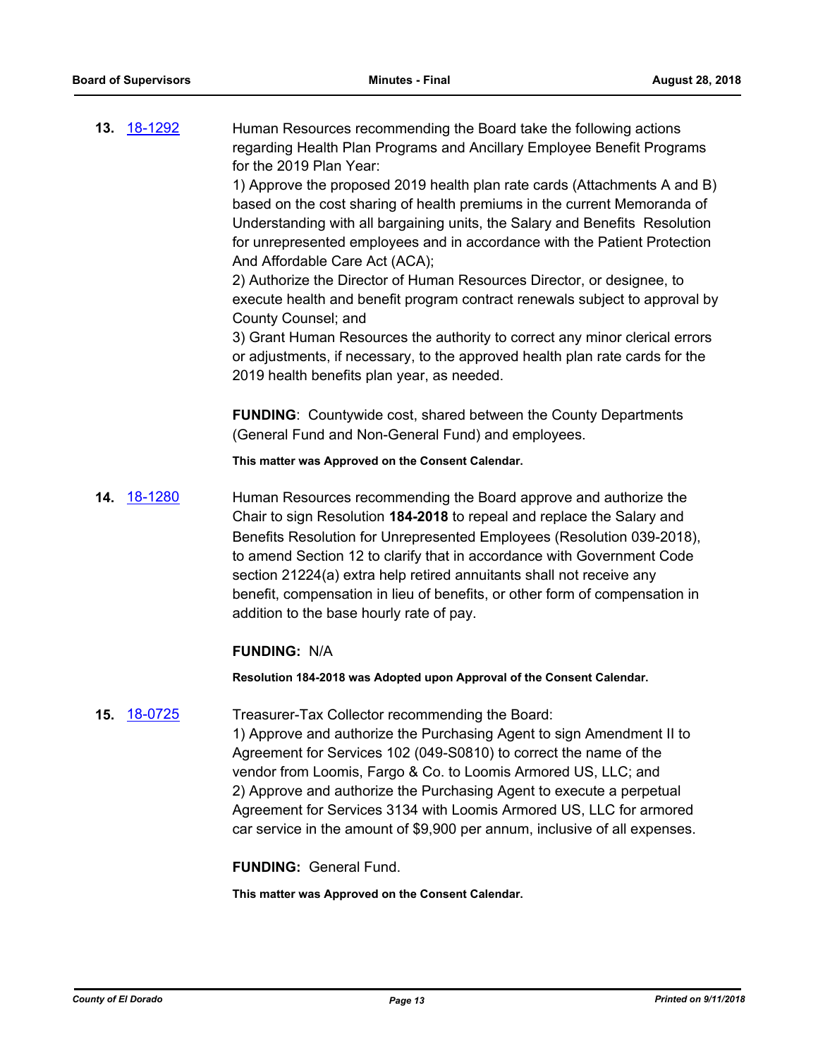**13.** 18-1292 Human Resources recommending the Board take the following actions regarding Health Plan Programs and Ancillary Employee Benefit Programs for the 2019 Plan Year:

1) Approve the proposed 2019 health plan rate cards (Attachments A and B) based on the cost sharing of health premiums in the current Memoranda of Understanding with all bargaining units, the Salary and Benefits Resolution for unrepresented employees and in accordance with the Patient Protection And Affordable Care Act (ACA);

2) Authorize the Director of Human Resources Director, or designee, to execute health and benefit program contract renewals subject to approval by County Counsel; and

3) Grant Human Resources the authority to correct any minor clerical errors or adjustments, if necessary, to the approved health plan rate cards for the 2019 health benefits plan year, as needed.

**FUNDING**: Countywide cost, shared between the County Departments (General Fund and Non-General Fund) and employees.

**This matter was Approved on the Consent Calendar.**

**14.** 18-1280 Human Resources recommending the Board approve and authorize the Chair to sign Resolution **184-2018** to repeal and replace the Salary and Benefits Resolution for Unrepresented Employees (Resolution 039-2018), to amend Section 12 to clarify that in accordance with Government Code section 21224(a) extra help retired annuitants shall not receive any benefit, compensation in lieu of benefits, or other form of compensation in addition to the base hourly rate of pay.

**FUNDING:** N/A

**Resolution 184-2018 was Adopted upon Approval of the Consent Calendar.**

**15.** 18-0725 Treasurer-Tax Collector recommending the Board:

1) Approve and authorize the Purchasing Agent to sign Amendment II to Agreement for Services 102 (049-S0810) to correct the name of the vendor from Loomis, Fargo & Co. to Loomis Armored US, LLC; and

2) Approve and authorize the Purchasing Agent to execute a perpetual Agreement for Services 3134 with Loomis Armored US, LLC for armored car service in the amount of $9,900 per annum, inclusive of all expenses.

**FUNDING:** General Fund.

**This matter was Approved on the Consent Calendar.**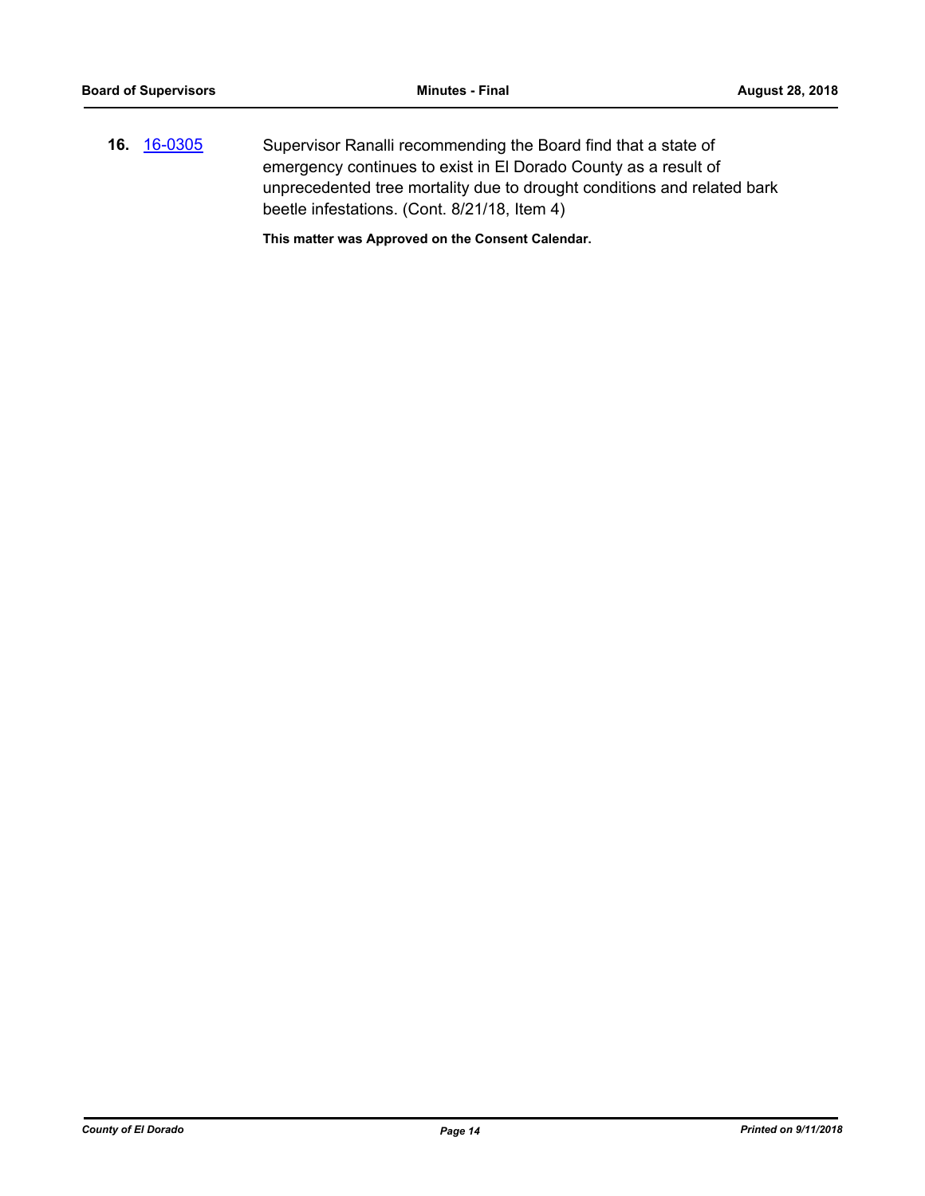**16.** 16-0305

Supervisor Ranalli recommending the Board find that a state of emergency continues to exist in El Dorado County as a result of unprecedented tree mortality due to drought conditions and related bark beetle infestations. (Cont. 8/21/18, Item 4)

**This matter was Approved on the Consent Calendar.**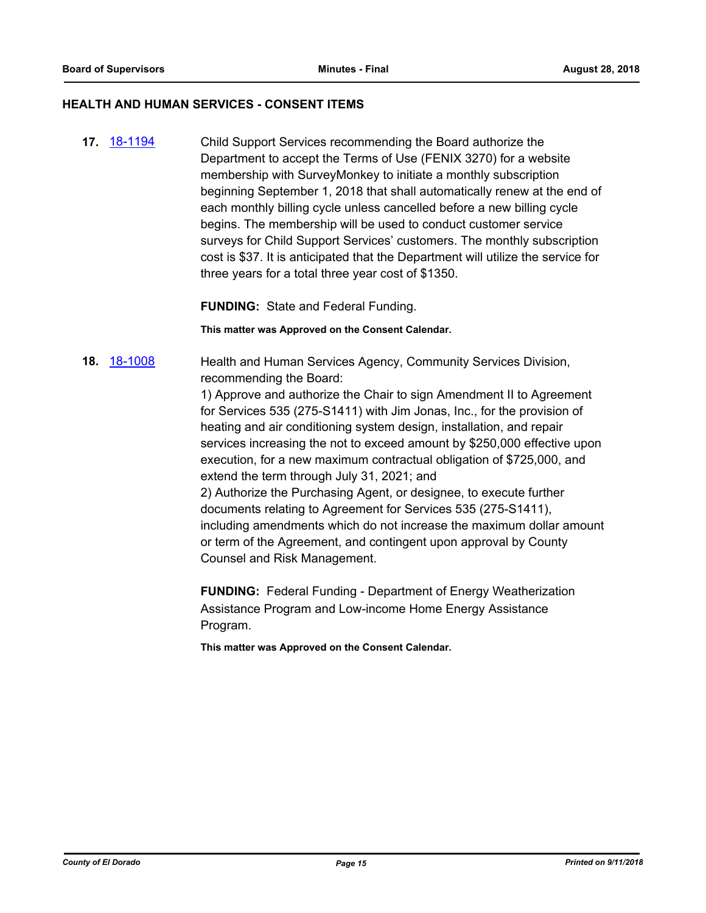## HEALTH AND HUMAN SERVICES - CONSENT ITEMS

**17.** 18-1194 Child Support Services recommending the Board authorize the Department to accept the Terms of Use (FENIX 3270) for a website membership with SurveyMonkey to initiate a monthly subscription beginning September 1, 2018 that shall automatically renew at the end of each monthly billing cycle unless cancelled before a new billing cycle begins. The membership will be used to conduct customer service surveys for Child Support Services' customers. The monthly subscription cost is $37. It is anticipated that the Department will utilize the service for three years for a total three year cost of $1350.

**FUNDING:** State and Federal Funding.

**This matter was Approved on the Consent Calendar.**

**18.** 18-1008 Health and Human Services Agency, Community Services Division, recommending the Board:

1) Approve and authorize the Chair to sign Amendment II to Agreement for Services 535 (275-S1411) with Jim Jonas, Inc., for the provision of heating and air conditioning system design, installation, and repair services increasing the not to exceed amount by $250,000 effective upon execution, for a new maximum contractual obligation of $725,000, and extend the term through July 31, 2021; and

2) Authorize the Purchasing Agent, or designee, to execute further documents relating to Agreement for Services 535 (275-S1411), including amendments which do not increase the maximum dollar amount or term of the Agreement, and contingent upon approval by County Counsel and Risk Management.

**FUNDING:** Federal Funding - Department of Energy Weatherization Assistance Program and Low-income Home Energy Assistance Program.

**This matter was Approved on the Consent Calendar.**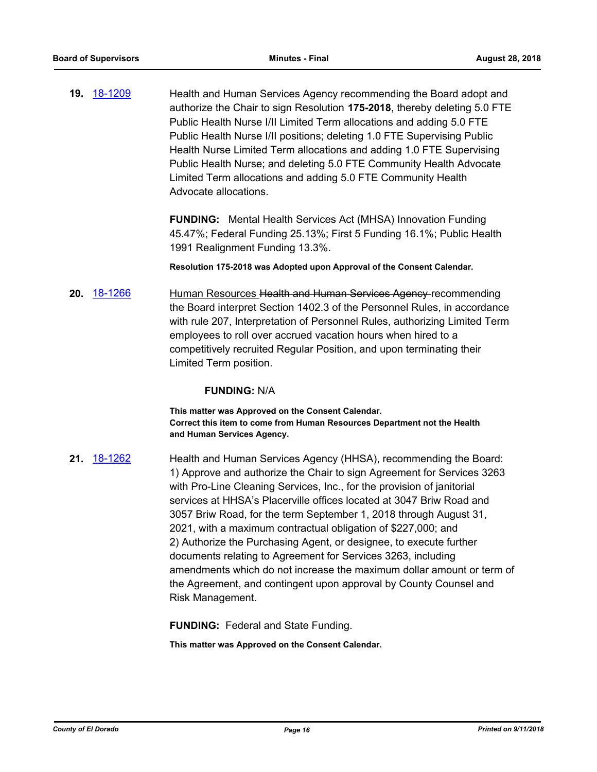**19.** [18-1209](18-1209)

Health and Human Services Agency recommending the Board adopt and authorize the Chair to sign Resolution **175-2018**, thereby deleting 5.0 FTE Public Health Nurse I/II Limited Term allocations and adding 5.0 FTE Public Health Nurse I/II positions; deleting 1.0 FTE Supervising Public Health Nurse Limited Term allocations and adding 1.0 FTE Supervising Public Health Nurse; and deleting 5.0 FTE Community Health Advocate Limited Term allocations and adding 5.0 FTE Community Health Advocate allocations.

**FUNDING:** Mental Health Services Act (MHSA) Innovation Funding 45.47%; Federal Funding 25.13%; First 5 Funding 16.1%; Public Health 1991 Realignment Funding 13.3%.

**Resolution 175-2018 was Adopted upon Approval of the Consent Calendar.**

**20.** [18-1266](18-1266)

Human Resources ~~Health and Human Services Agency~~ recommending the Board interpret Section 1402.3 of the Personnel Rules, in accordance with rule 207, Interpretation of Personnel Rules, authorizing Limited Term employees to roll over accrued vacation hours when hired to a competitively recruited Regular Position, and upon terminating their Limited Term position.

**FUNDING:** N/A

**This matter was Approved on the Consent Calendar.**
**Correct this item to come from Human Resources Department not the Health and Human Services Agency.**

**21.** [18-1262](18-1262)

Health and Human Services Agency (HHSA), recommending the Board:
1) Approve and authorize the Chair to sign Agreement for Services 3263 with Pro-Line Cleaning Services, Inc., for the provision of janitorial services at HHSA's Placerville offices located at 3047 Briw Road and 3057 Briw Road, for the term September 1, 2018 through August 31, 2021, with a maximum contractual obligation of $227,000; and
2) Authorize the Purchasing Agent, or designee, to execute further documents relating to Agreement for Services 3263, including amendments which do not increase the maximum dollar amount or term of the Agreement, and contingent upon approval by County Counsel and Risk Management.

**FUNDING:** Federal and State Funding.

**This matter was Approved on the Consent Calendar.**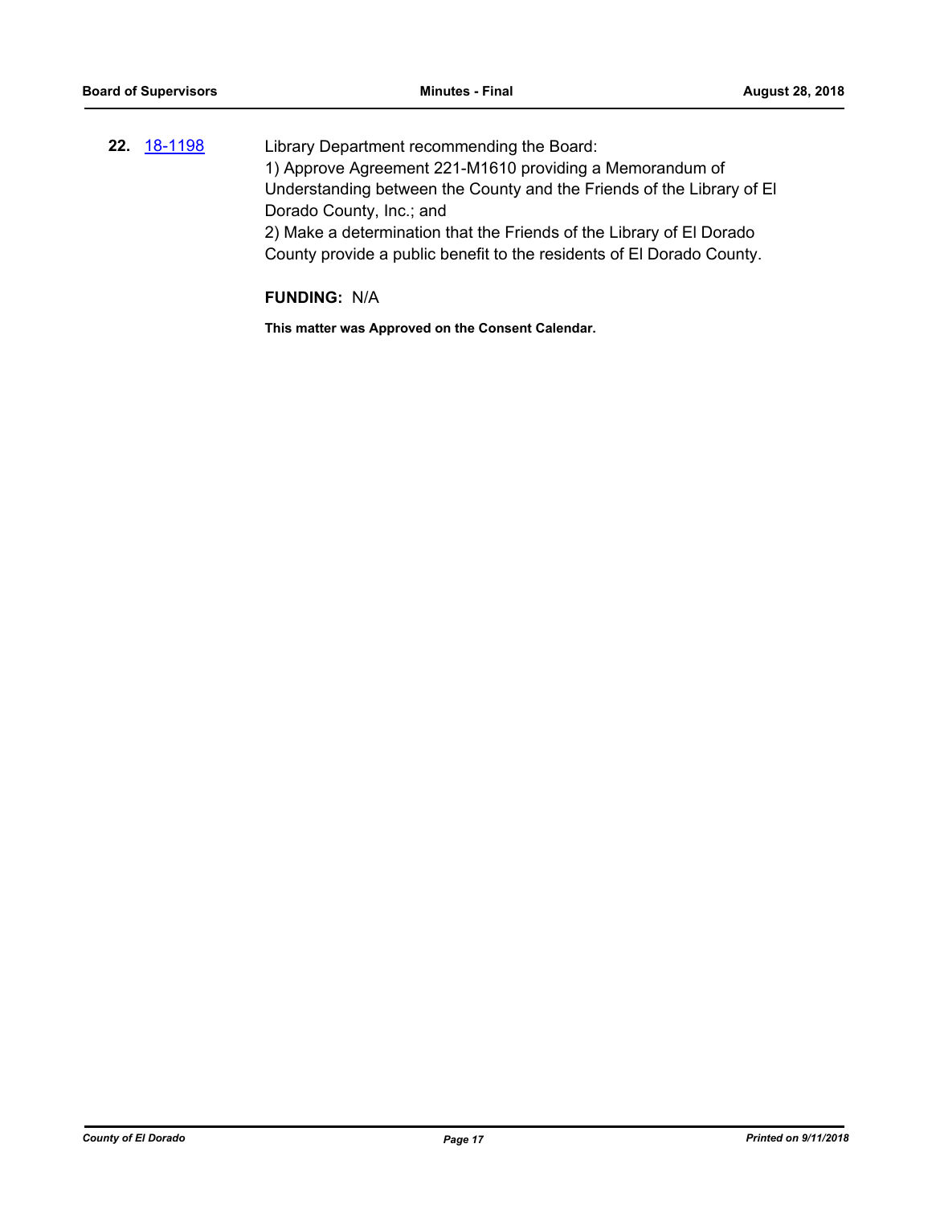**22.** [18-1198](18-1198)

Library Department recommending the Board:
1) Approve Agreement 221-M1610 providing a Memorandum of Understanding between the County and the Friends of the Library of El Dorado County, Inc.; and
2) Make a determination that the Friends of the Library of El Dorado County provide a public benefit to the residents of El Dorado County.

**FUNDING:** N/A

**This matter was Approved on the Consent Calendar.**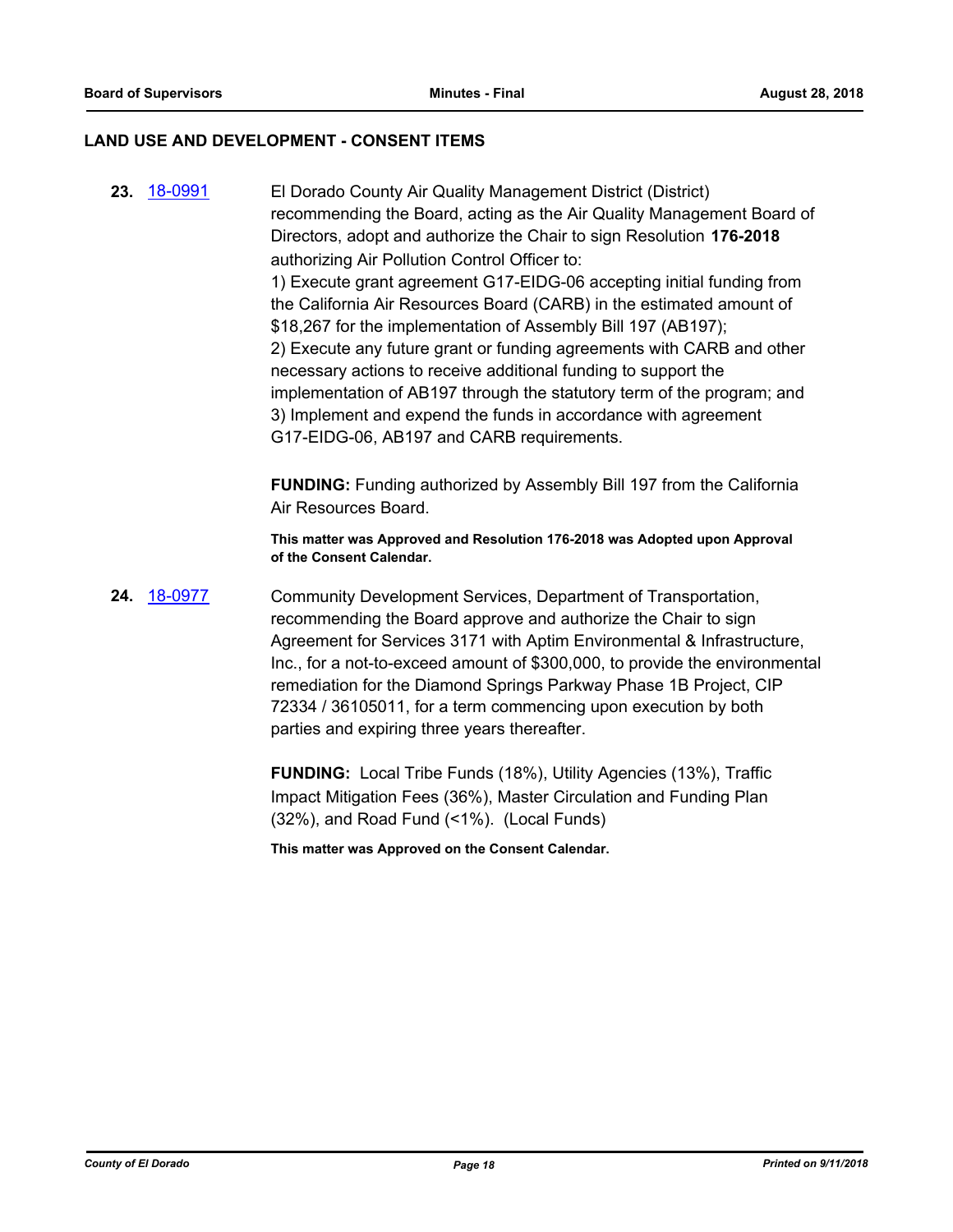## LAND USE AND DEVELOPMENT - CONSENT ITEMS

**23.** [18-0991](18-0991) El Dorado County Air Quality Management District (District) recommending the Board, acting as the Air Quality Management Board of Directors, adopt and authorize the Chair to sign Resolution **176-2018** authorizing Air Pollution Control Officer to:

1) Execute grant agreement G17-EIDG-06 accepting initial funding from the California Air Resources Board (CARB) in the estimated amount of $18,267 for the implementation of Assembly Bill 197 (AB197);
2) Execute any future grant or funding agreements with CARB and other necessary actions to receive additional funding to support the implementation of AB197 through the statutory term of the program; and
3) Implement and expend the funds in accordance with agreement G17-EIDG-06, AB197 and CARB requirements.

**FUNDING:** Funding authorized by Assembly Bill 197 from the California Air Resources Board.

**This matter was Approved and Resolution 176-2018 was Adopted upon Approval of the Consent Calendar.**

**24.** [18-0977](18-0977) Community Development Services, Department of Transportation, recommending the Board approve and authorize the Chair to sign Agreement for Services 3171 with Aptim Environmental & Infrastructure, Inc., for a not-to-exceed amount of $300,000, to provide the environmental remediation for the Diamond Springs Parkway Phase 1B Project, CIP 72334 / 36105011, for a term commencing upon execution by both parties and expiring three years thereafter.

**FUNDING:** Local Tribe Funds (18%), Utility Agencies (13%), Traffic Impact Mitigation Fees (36%), Master Circulation and Funding Plan (32%), and Road Fund (<1%). (Local Funds)

**This matter was Approved on the Consent Calendar.**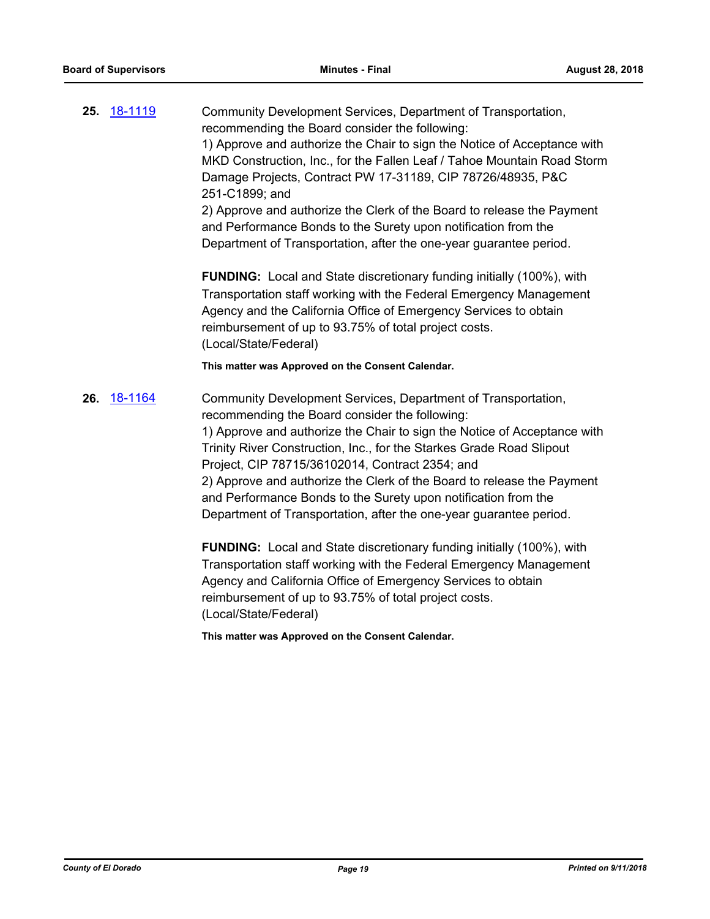**25.** 18-1119

Community Development Services, Department of Transportation, recommending the Board consider the following:
1) Approve and authorize the Chair to sign the Notice of Acceptance with MKD Construction, Inc., for the Fallen Leaf / Tahoe Mountain Road Storm Damage Projects, Contract PW 17-31189, CIP 78726/48935, P&C 251-C1899; and
2) Approve and authorize the Clerk of the Board to release the Payment and Performance Bonds to the Surety upon notification from the Department of Transportation, after the one-year guarantee period.

**FUNDING:** Local and State discretionary funding initially (100%), with Transportation staff working with the Federal Emergency Management Agency and the California Office of Emergency Services to obtain reimbursement of up to 93.75% of total project costs. (Local/State/Federal)

**This matter was Approved on the Consent Calendar.**

**26.** 18-1164

Community Development Services, Department of Transportation, recommending the Board consider the following:
1) Approve and authorize the Chair to sign the Notice of Acceptance with Trinity River Construction, Inc., for the Starkes Grade Road Slipout Project, CIP 78715/36102014, Contract 2354; and
2) Approve and authorize the Clerk of the Board to release the Payment and Performance Bonds to the Surety upon notification from the Department of Transportation, after the one-year guarantee period.

**FUNDING:** Local and State discretionary funding initially (100%), with Transportation staff working with the Federal Emergency Management Agency and California Office of Emergency Services to obtain reimbursement of up to 93.75% of total project costs. (Local/State/Federal)

**This matter was Approved on the Consent Calendar.**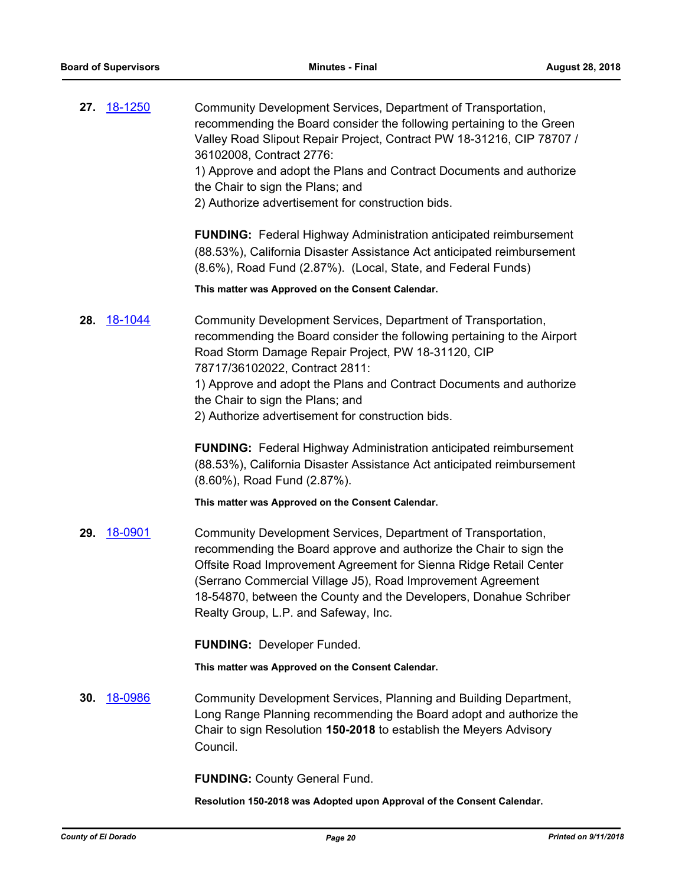**27.** 18-1250

Community Development Services, Department of Transportation, recommending the Board consider the following pertaining to the Green Valley Road Slipout Repair Project, Contract PW 18-31216, CIP 78707 / 36102008, Contract 2776:
1) Approve and adopt the Plans and Contract Documents and authorize the Chair to sign the Plans; and
2) Authorize advertisement for construction bids.

**FUNDING:** Federal Highway Administration anticipated reimbursement (88.53%), California Disaster Assistance Act anticipated reimbursement (8.6%), Road Fund (2.87%). (Local, State, and Federal Funds)

**This matter was Approved on the Consent Calendar.**

**28.** 18-1044

Community Development Services, Department of Transportation, recommending the Board consider the following pertaining to the Airport Road Storm Damage Repair Project, PW 18-31120, CIP 78717/36102022, Contract 2811:
1) Approve and adopt the Plans and Contract Documents and authorize the Chair to sign the Plans; and
2) Authorize advertisement for construction bids.

**FUNDING:** Federal Highway Administration anticipated reimbursement (88.53%), California Disaster Assistance Act anticipated reimbursement (8.60%), Road Fund (2.87%).

**This matter was Approved on the Consent Calendar.**

**29.** 18-0901

Community Development Services, Department of Transportation, recommending the Board approve and authorize the Chair to sign the Offsite Road Improvement Agreement for Sienna Ridge Retail Center (Serrano Commercial Village J5), Road Improvement Agreement 18-54870, between the County and the Developers, Donahue Schriber Realty Group, L.P. and Safeway, Inc.

**FUNDING:** Developer Funded.

**This matter was Approved on the Consent Calendar.**

**30.** 18-0986

Community Development Services, Planning and Building Department, Long Range Planning recommending the Board adopt and authorize the Chair to sign Resolution **150-2018** to establish the Meyers Advisory Council.

**FUNDING:** County General Fund.

**Resolution 150-2018 was Adopted upon Approval of the Consent Calendar.**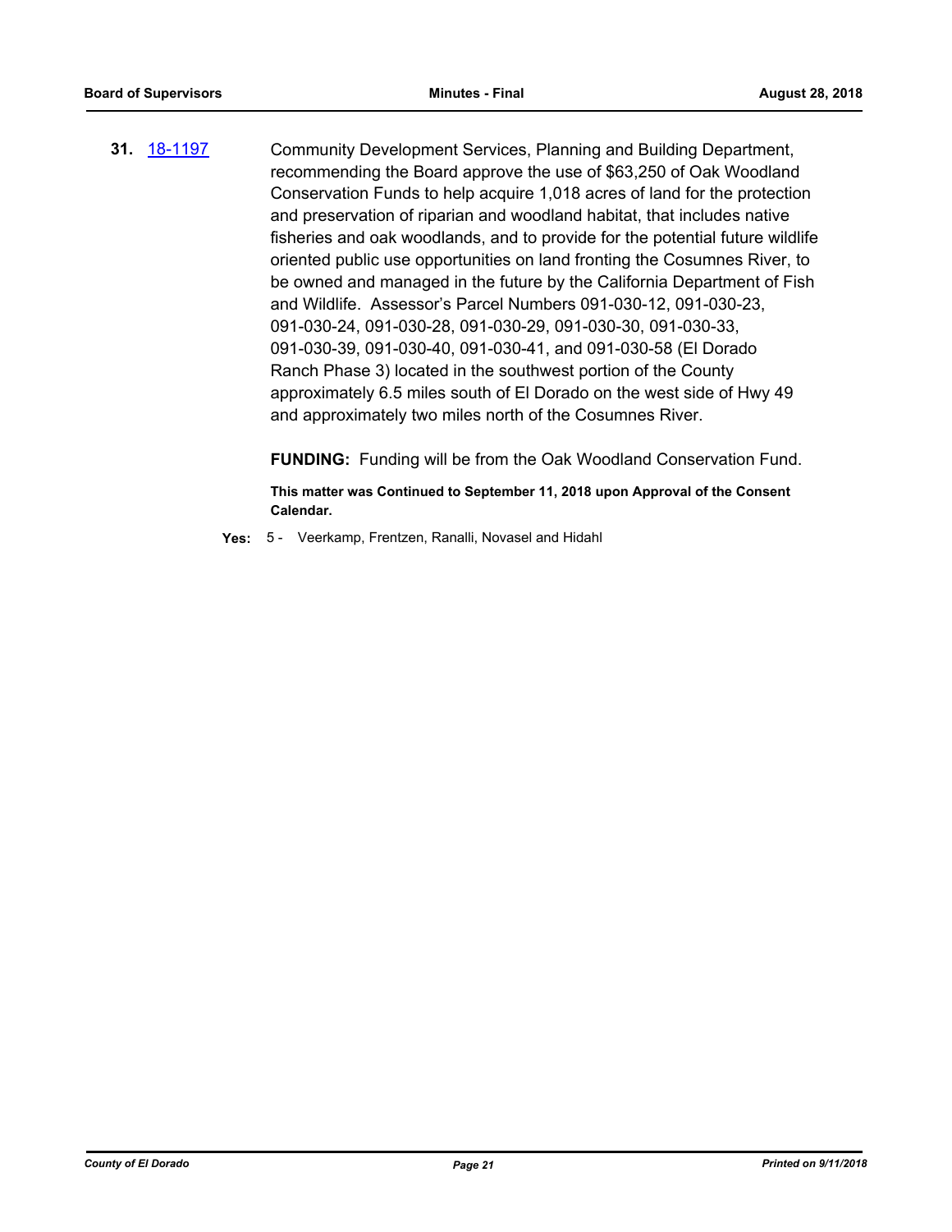**31.** [18-1197](18-1197) Community Development Services, Planning and Building Department, recommending the Board approve the use of $63,250 of Oak Woodland Conservation Funds to help acquire 1,018 acres of land for the protection and preservation of riparian and woodland habitat, that includes native fisheries and oak woodlands, and to provide for the potential future wildlife oriented public use opportunities on land fronting the Cosumnes River, to be owned and managed in the future by the California Department of Fish and Wildlife. Assessor's Parcel Numbers 091-030-12, 091-030-23, 091-030-24, 091-030-28, 091-030-29, 091-030-30, 091-030-33, 091-030-39, 091-030-40, 091-030-41, and 091-030-58 (El Dorado Ranch Phase 3) located in the southwest portion of the County approximately 6.5 miles south of El Dorado on the west side of Hwy 49 and approximately two miles north of the Cosumnes River.

**FUNDING:** Funding will be from the Oak Woodland Conservation Fund.

**This matter was Continued to September 11, 2018 upon Approval of the Consent Calendar.**

**Yes:** 5 - Veerkamp, Frentzen, Ranalli, Novasel and Hidahl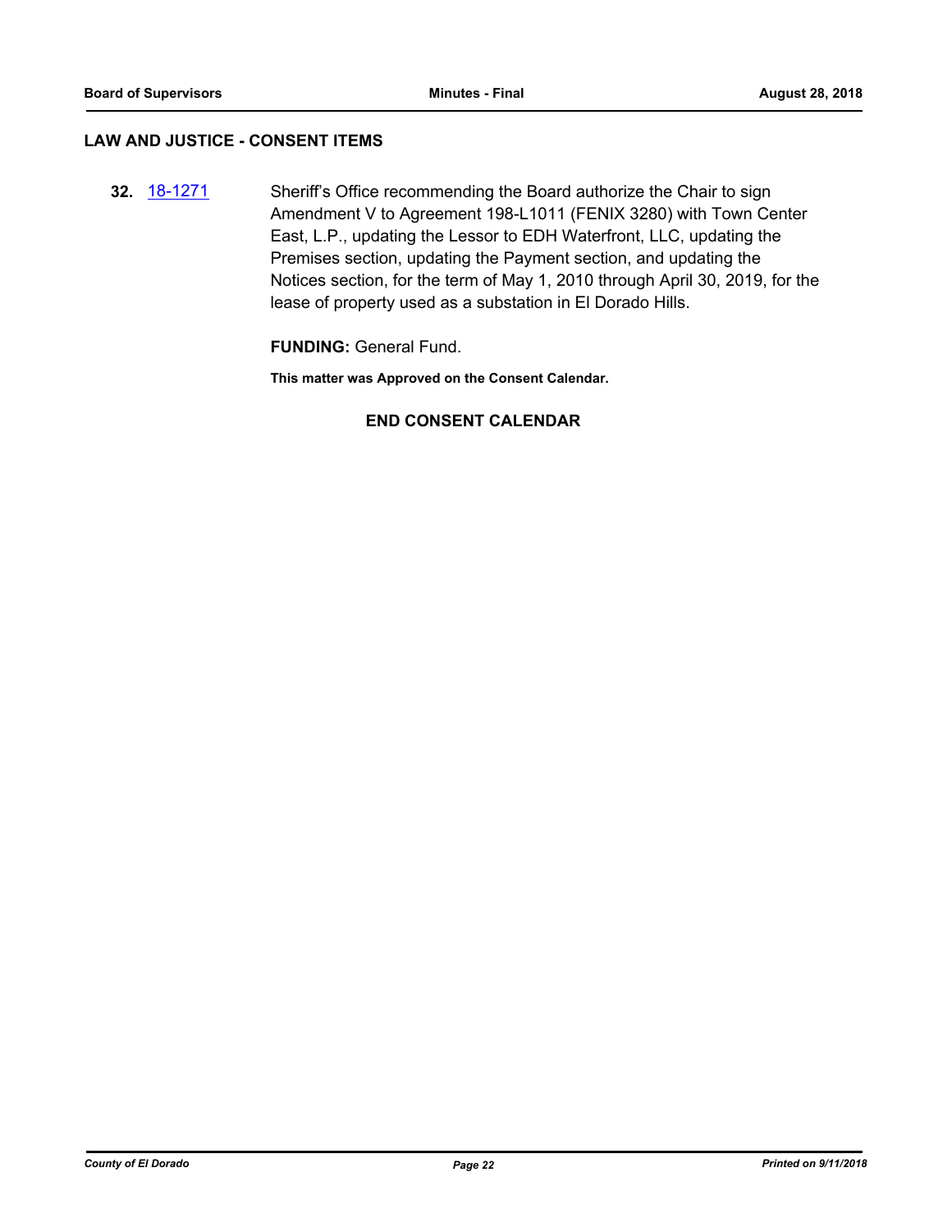## LAW AND JUSTICE - CONSENT ITEMS

**32.** 18-1271 Sheriff's Office recommending the Board authorize the Chair to sign Amendment V to Agreement 198-L1011 (FENIX 3280) with Town Center East, L.P., updating the Lessor to EDH Waterfront, LLC, updating the Premises section, updating the Payment section, and updating the Notices section, for the term of May 1, 2010 through April 30, 2019, for the lease of property used as a substation in El Dorado Hills.

**FUNDING:** General Fund.

**This matter was Approved on the Consent Calendar.**

**END CONSENT CALENDAR**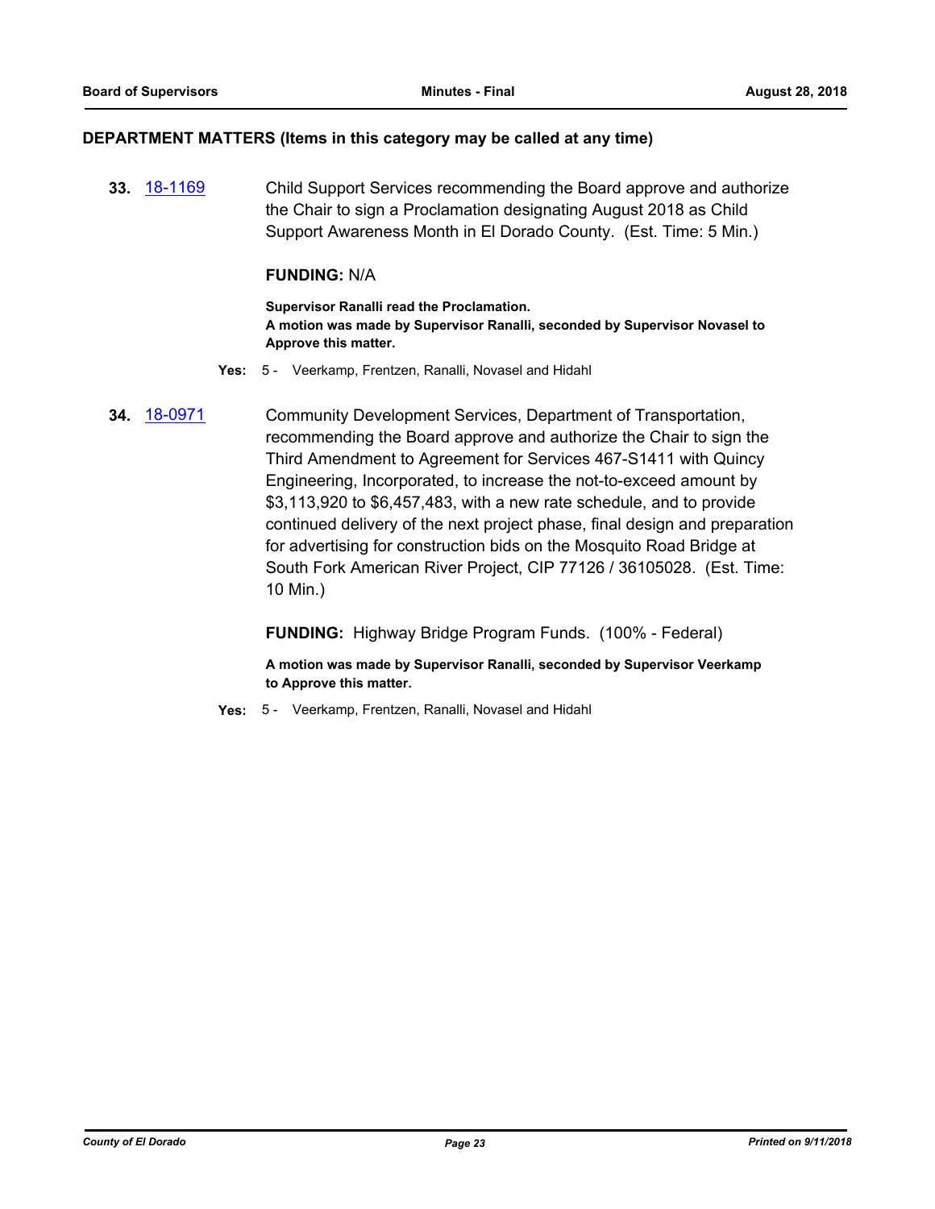## DEPARTMENT MATTERS (Items in this category may be called at any time)

**33.** 18-1169 Child Support Services recommending the Board approve and authorize the Chair to sign a Proclamation designating August 2018 as Child Support Awareness Month in El Dorado County. (Est. Time: 5 Min.)

**FUNDING:** N/A

**Supervisor Ranalli read the Proclamation.**
**A motion was made by Supervisor Ranalli, seconded by Supervisor Novasel to Approve this matter.**

**Yes:** 5 - Veerkamp, Frentzen, Ranalli, Novasel and Hidahl

**34.** 18-0971 Community Development Services, Department of Transportation, recommending the Board approve and authorize the Chair to sign the Third Amendment to Agreement for Services 467-S1411 with Quincy Engineering, Incorporated, to increase the not-to-exceed amount by $3,113,920 to $6,457,483, with a new rate schedule, and to provide continued delivery of the next project phase, final design and preparation for advertising for construction bids on the Mosquito Road Bridge at South Fork American River Project, CIP 77126 / 36105028. (Est. Time: 10 Min.)

**FUNDING:** Highway Bridge Program Funds. (100% - Federal)

**A motion was made by Supervisor Ranalli, seconded by Supervisor Veerkamp to Approve this matter.**

**Yes:** 5 - Veerkamp, Frentzen, Ranalli, Novasel and Hidahl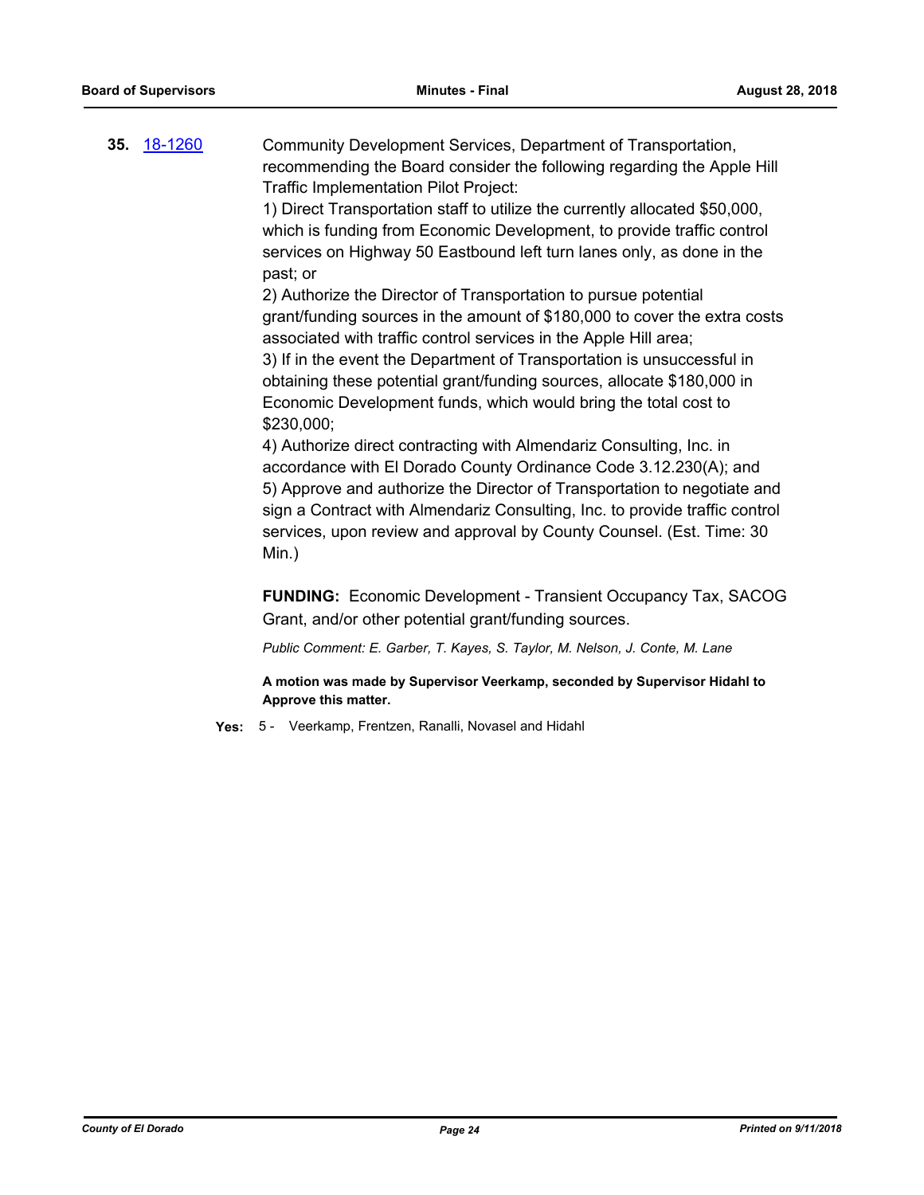**35.** 18-1260 Community Development Services, Department of Transportation, recommending the Board consider the following regarding the Apple Hill Traffic Implementation Pilot Project:

1) Direct Transportation staff to utilize the currently allocated $50,000, which is funding from Economic Development, to provide traffic control services on Highway 50 Eastbound left turn lanes only, as done in the past; or

2) Authorize the Director of Transportation to pursue potential grant/funding sources in the amount of $180,000 to cover the extra costs associated with traffic control services in the Apple Hill area;

3) If in the event the Department of Transportation is unsuccessful in obtaining these potential grant/funding sources, allocate $180,000 in Economic Development funds, which would bring the total cost to $230,000;

4) Authorize direct contracting with Almendariz Consulting, Inc. in accordance with El Dorado County Ordinance Code 3.12.230(A); and

5) Approve and authorize the Director of Transportation to negotiate and sign a Contract with Almendariz Consulting, Inc. to provide traffic control services, upon review and approval by County Counsel. (Est. Time: 30 Min.)

**FUNDING:** Economic Development - Transient Occupancy Tax, SACOG Grant, and/or other potential grant/funding sources.

*Public Comment: E. Garber, T. Kayes, S. Taylor, M. Nelson, J. Conte, M. Lane*

**A motion was made by Supervisor Veerkamp, seconded by Supervisor Hidahl to Approve this matter.**

**Yes:** 5 - Veerkamp, Frentzen, Ranalli, Novasel and Hidahl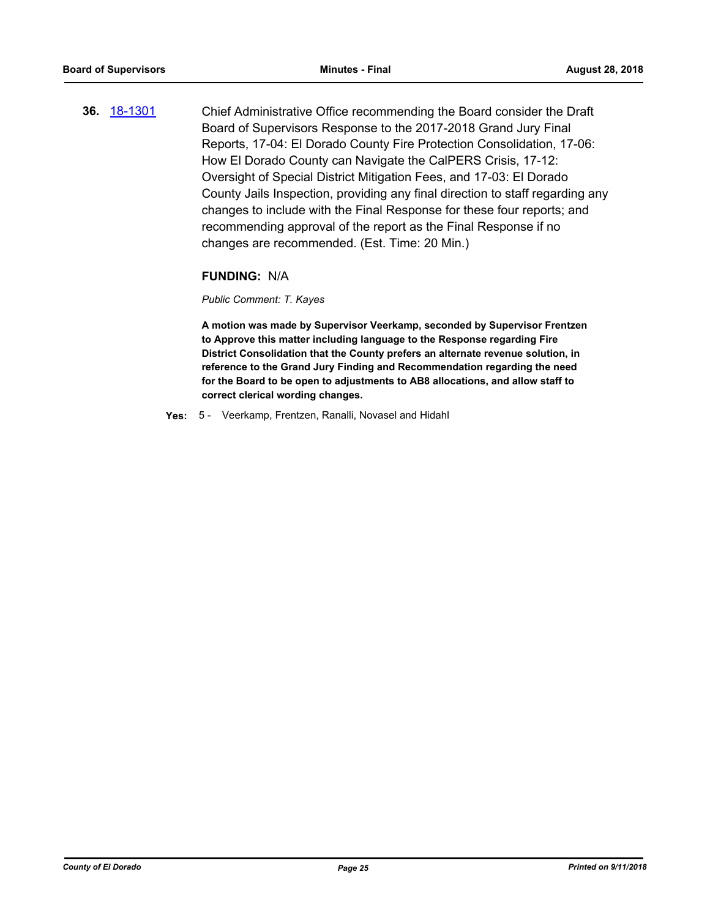**36.** 18-1301 Chief Administrative Office recommending the Board consider the Draft Board of Supervisors Response to the 2017-2018 Grand Jury Final Reports, 17-04: El Dorado County Fire Protection Consolidation, 17-06: How El Dorado County can Navigate the CalPERS Crisis, 17-12: Oversight of Special District Mitigation Fees, and 17-03: El Dorado County Jails Inspection, providing any final direction to staff regarding any changes to include with the Final Response for these four reports; and recommending approval of the report as the Final Response if no changes are recommended. (Est. Time: 20 Min.)

**FUNDING:** N/A

*Public Comment: T. Kayes*

**A motion was made by Supervisor Veerkamp, seconded by Supervisor Frentzen to Approve this matter including language to the Response regarding Fire District Consolidation that the County prefers an alternate revenue solution, in reference to the Grand Jury Finding and Recommendation regarding the need for the Board to be open to adjustments to AB8 allocations, and allow staff to correct clerical wording changes.**

**Yes:** 5 - Veerkamp, Frentzen, Ranalli, Novasel and Hidahl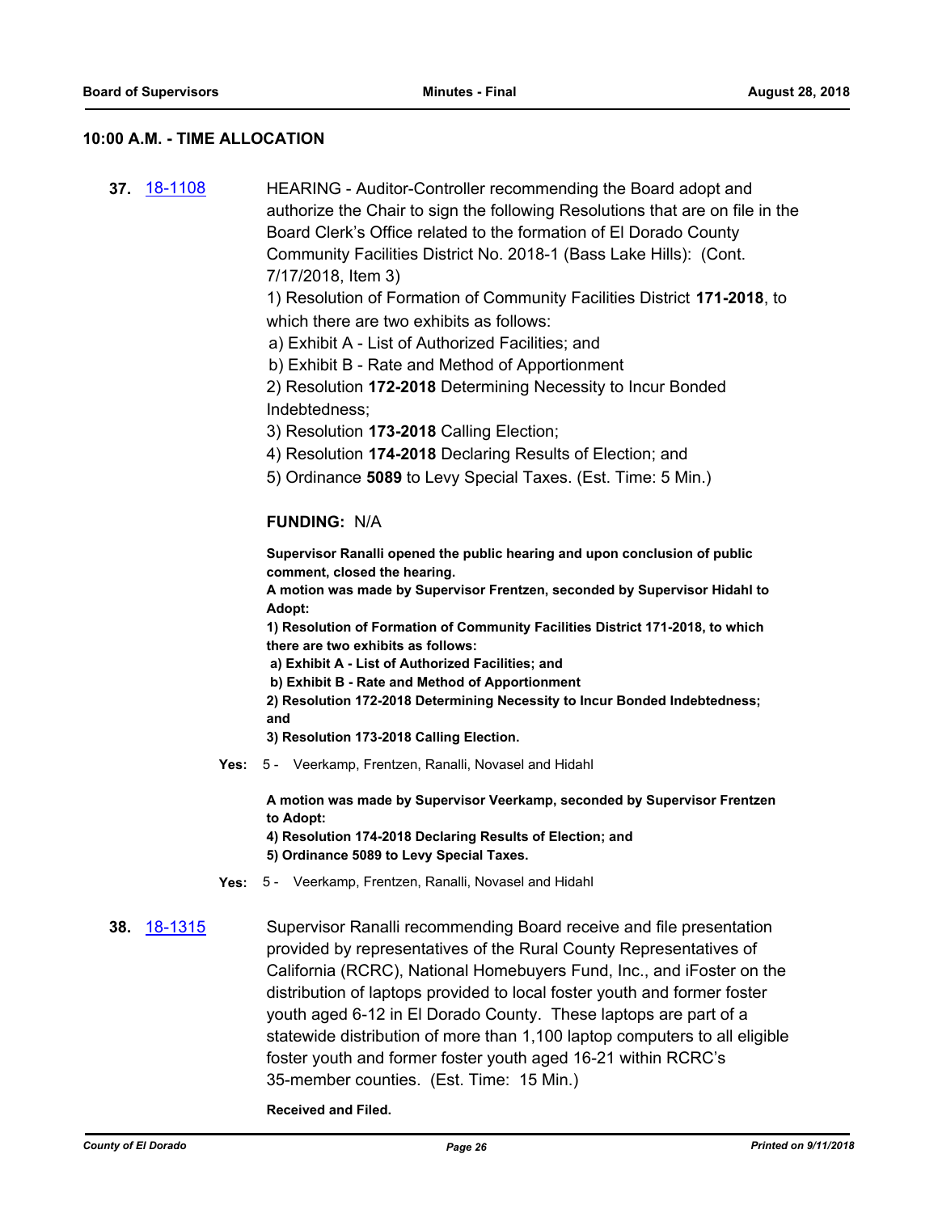### 10:00 A.M. - TIME ALLOCATION

**37.** [18-1108](18-1108)

HEARING - Auditor-Controller recommending the Board adopt and authorize the Chair to sign the following Resolutions that are on file in the Board Clerk's Office related to the formation of El Dorado County Community Facilities District No. 2018-1 (Bass Lake Hills): (Cont. 7/17/2018, Item 3)

1) Resolution of Formation of Community Facilities District **171-2018**, to which there are two exhibits as follows:

 a) Exhibit A - List of Authorized Facilities; and

 b) Exhibit B - Rate and Method of Apportionment

2) Resolution **172-2018** Determining Necessity to Incur Bonded Indebtedness;

3) Resolution **173-2018** Calling Election;

4) Resolution **174-2018** Declaring Results of Election; and

5) Ordinance **5089** to Levy Special Taxes. (Est. Time: 5 Min.)

**FUNDING:** N/A

**Supervisor Ranalli opened the public hearing and upon conclusion of public comment, closed the hearing.**

**A motion was made by Supervisor Frentzen, seconded by Supervisor Hidahl to Adopt:**

**1) Resolution of Formation of Community Facilities District 171-2018, to which there are two exhibits as follows:**

 **a) Exhibit A - List of Authorized Facilities; and**

 **b) Exhibit B - Rate and Method of Apportionment**

**2) Resolution 172-2018 Determining Necessity to Incur Bonded Indebtedness; and**

**3) Resolution 173-2018 Calling Election.**

**Yes:** 5 - Veerkamp, Frentzen, Ranalli, Novasel and Hidahl

**A motion was made by Supervisor Veerkamp, seconded by Supervisor Frentzen to Adopt:**

**4) Resolution 174-2018 Declaring Results of Election; and**

**5) Ordinance 5089 to Levy Special Taxes.**

**Yes:** 5 - Veerkamp, Frentzen, Ranalli, Novasel and Hidahl

**38.** [18-1315](18-1315)

Supervisor Ranalli recommending Board receive and file presentation provided by representatives of the Rural County Representatives of California (RCRC), National Homebuyers Fund, Inc., and iFoster on the distribution of laptops provided to local foster youth and former foster youth aged 6-12 in El Dorado County. These laptops are part of a statewide distribution of more than 1,100 laptop computers to all eligible foster youth and former foster youth aged 16-21 within RCRC's 35-member counties. (Est. Time: 15 Min.)

**Received and Filed.**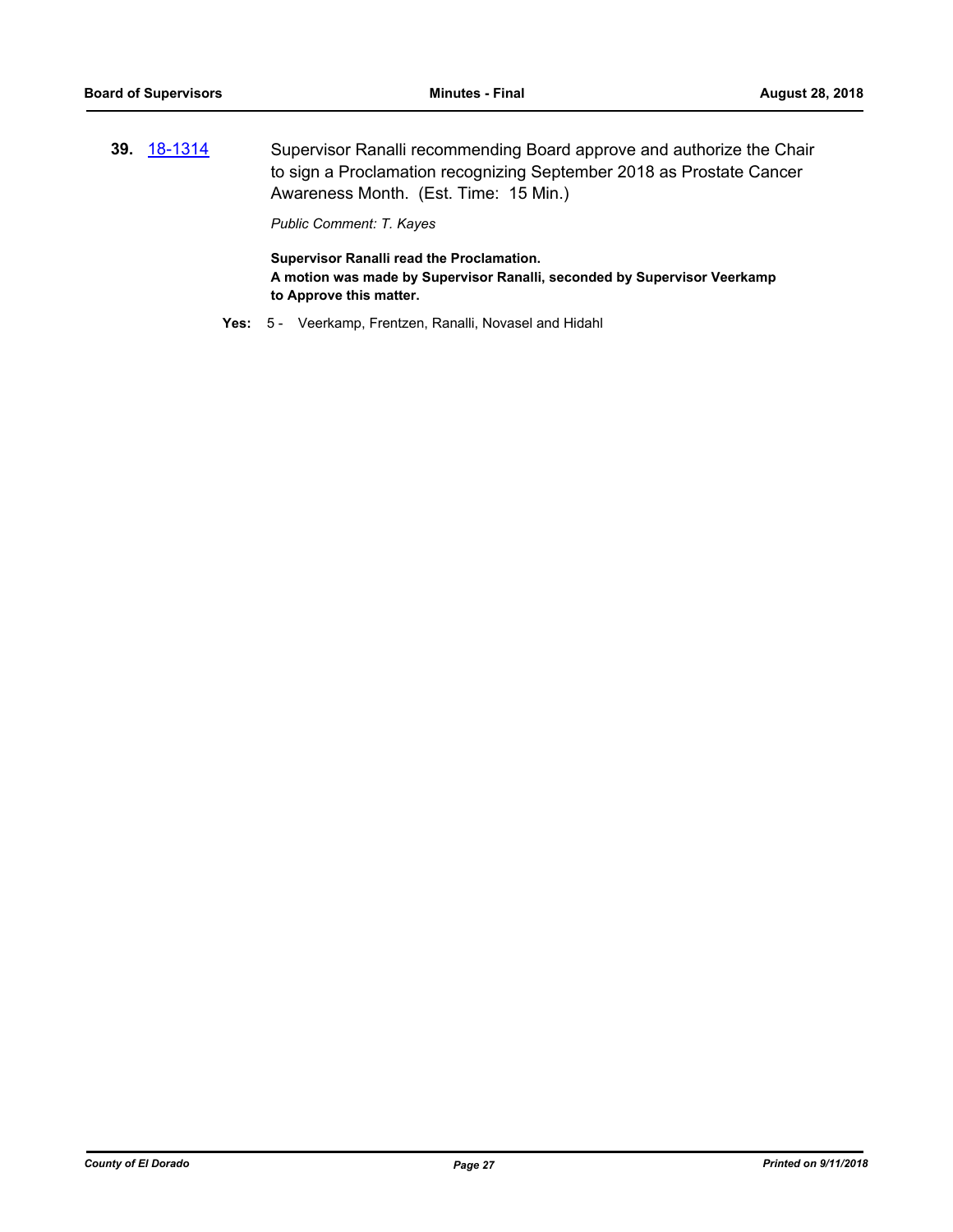**39.** 18-1314 Supervisor Ranalli recommending Board approve and authorize the Chair to sign a Proclamation recognizing September 2018 as Prostate Cancer Awareness Month. (Est. Time: 15 Min.)

*Public Comment: T. Kayes*

**Supervisor Ranalli read the Proclamation.**
**A motion was made by Supervisor Ranalli, seconded by Supervisor Veerkamp to Approve this matter.**

**Yes:** 5 - Veerkamp, Frentzen, Ranalli, Novasel and Hidahl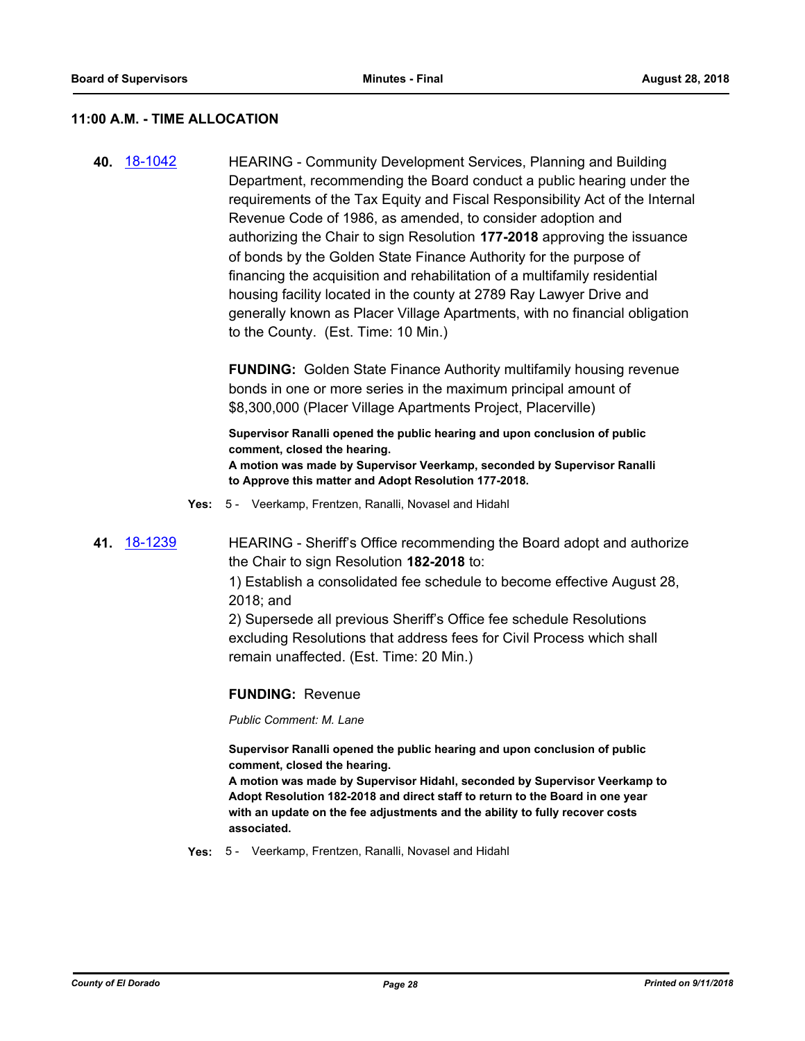## 11:00 A.M. - TIME ALLOCATION

**40.** [18-1042](18-1042) HEARING - Community Development Services, Planning and Building Department, recommending the Board conduct a public hearing under the requirements of the Tax Equity and Fiscal Responsibility Act of the Internal Revenue Code of 1986, as amended, to consider adoption and authorizing the Chair to sign Resolution **177-2018** approving the issuance of bonds by the Golden State Finance Authority for the purpose of financing the acquisition and rehabilitation of a multifamily residential housing facility located in the county at 2789 Ray Lawyer Drive and generally known as Placer Village Apartments, with no financial obligation to the County. (Est. Time: 10 Min.)

**FUNDING:** Golden State Finance Authority multifamily housing revenue bonds in one or more series in the maximum principal amount of $8,300,000 (Placer Village Apartments Project, Placerville)

**Supervisor Ranalli opened the public hearing and upon conclusion of public comment, closed the hearing.**
**A motion was made by Supervisor Veerkamp, seconded by Supervisor Ranalli to Approve this matter and Adopt Resolution 177-2018.**

**Yes:** 5 - Veerkamp, Frentzen, Ranalli, Novasel and Hidahl

**41.** [18-1239](18-1239) HEARING - Sheriff's Office recommending the Board adopt and authorize the Chair to sign Resolution **182-2018** to:
1) Establish a consolidated fee schedule to become effective August 28, 2018; and
2) Supersede all previous Sheriff's Office fee schedule Resolutions excluding Resolutions that address fees for Civil Process which shall remain unaffected. (Est. Time: 20 Min.)

**FUNDING:** Revenue

*Public Comment: M. Lane*

**Supervisor Ranalli opened the public hearing and upon conclusion of public comment, closed the hearing.**
**A motion was made by Supervisor Hidahl, seconded by Supervisor Veerkamp to Adopt Resolution 182-2018 and direct staff to return to the Board in one year with an update on the fee adjustments and the ability to fully recover costs associated.**

**Yes:** 5 - Veerkamp, Frentzen, Ranalli, Novasel and Hidahl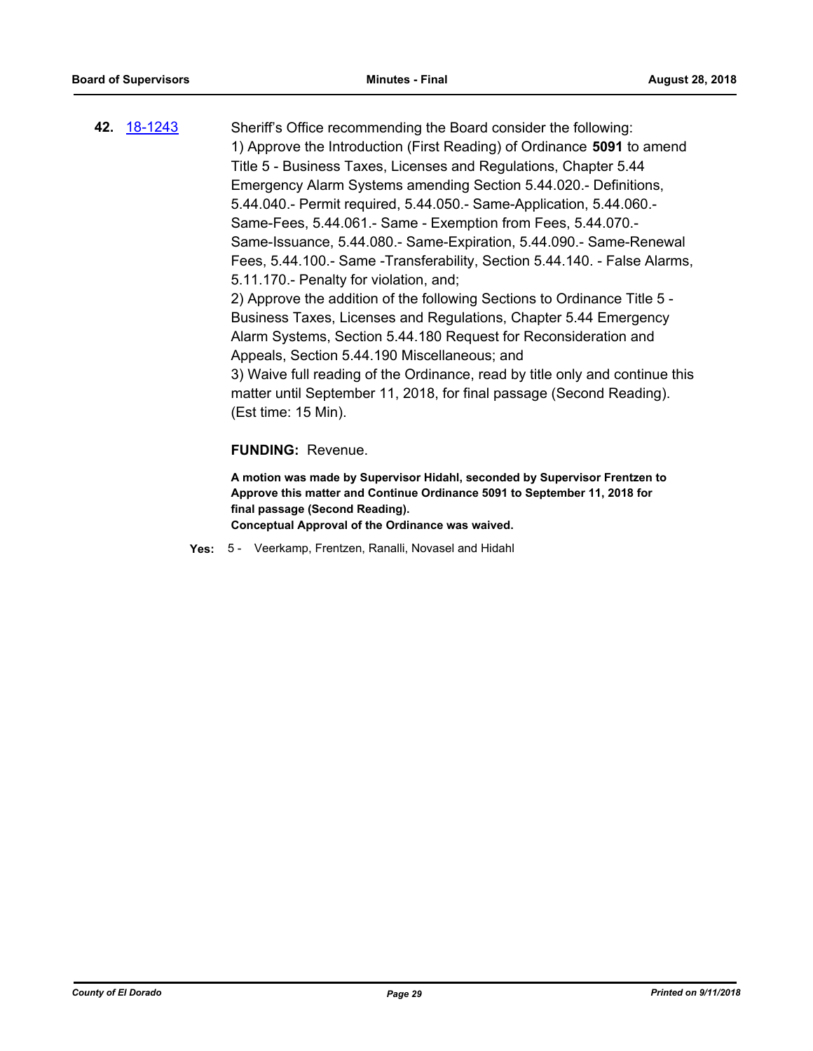**42.** [18-1243](18-1243)

Sheriff's Office recommending the Board consider the following:
1) Approve the Introduction (First Reading) of Ordinance **5091** to amend Title 5 - Business Taxes, Licenses and Regulations, Chapter 5.44 Emergency Alarm Systems amending Section 5.44.020.- Definitions, 5.44.040.- Permit required, 5.44.050.- Same-Application, 5.44.060.- Same-Fees, 5.44.061.- Same - Exemption from Fees, 5.44.070.- Same-Issuance, 5.44.080.- Same-Expiration, 5.44.090.- Same-Renewal Fees, 5.44.100.- Same -Transferability, Section 5.44.140. - False Alarms, 5.11.170.- Penalty for violation, and;
2) Approve the addition of the following Sections to Ordinance Title 5 - Business Taxes, Licenses and Regulations, Chapter 5.44 Emergency Alarm Systems, Section 5.44.180 Request for Reconsideration and Appeals, Section 5.44.190 Miscellaneous; and
3) Waive full reading of the Ordinance, read by title only and continue this matter until September 11, 2018, for final passage (Second Reading). (Est time: 15 Min).

**FUNDING:** Revenue.

**A motion was made by Supervisor Hidahl, seconded by Supervisor Frentzen to Approve this matter and Continue Ordinance 5091 to September 11, 2018 for final passage (Second Reading).**
**Conceptual Approval of the Ordinance was waived.**

**Yes:** 5 - Veerkamp, Frentzen, Ranalli, Novasel and Hidahl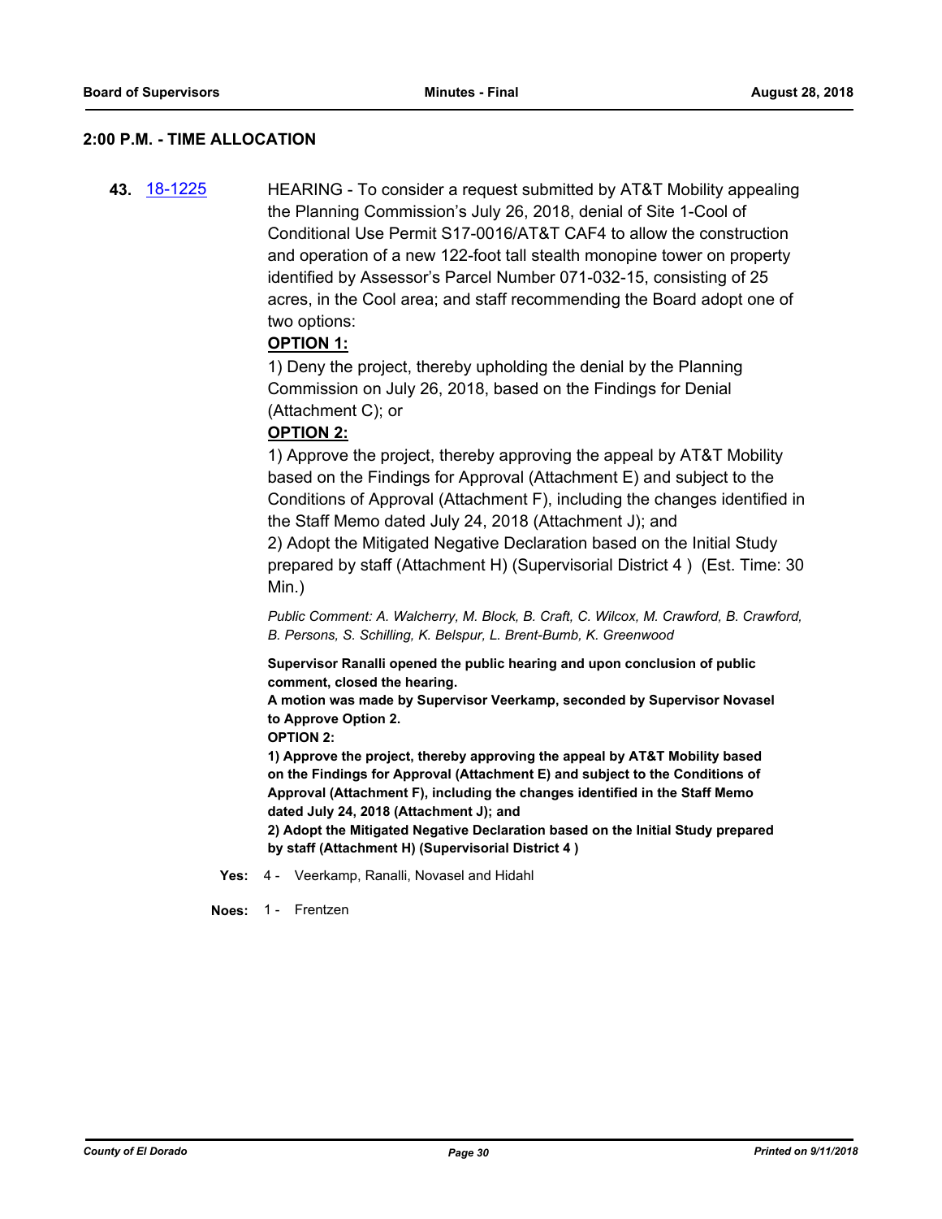## 2:00 P.M. - TIME ALLOCATION

**43.** [18-1225](18-1225) HEARING - To consider a request submitted by AT&T Mobility appealing the Planning Commission's July 26, 2018, denial of Site 1-Cool of Conditional Use Permit S17-0016/AT&T CAF4 to allow the construction and operation of a new 122-foot tall stealth monopine tower on property identified by Assessor's Parcel Number 071-032-15, consisting of 25 acres, in the Cool area; and staff recommending the Board adopt one of two options:

**OPTION 1:**

1) Deny the project, thereby upholding the denial by the Planning Commission on July 26, 2018, based on the Findings for Denial (Attachment C); or

**OPTION 2:**

1) Approve the project, thereby approving the appeal by AT&T Mobility based on the Findings for Approval (Attachment E) and subject to the Conditions of Approval (Attachment F), including the changes identified in the Staff Memo dated July 24, 2018 (Attachment J); and

2) Adopt the Mitigated Negative Declaration based on the Initial Study prepared by staff (Attachment H) (Supervisorial District 4 ) (Est. Time: 30 Min.)

*Public Comment: A. Walcherry, M. Block, B. Craft, C. Wilcox, M. Crawford, B. Crawford, B. Persons, S. Schilling, K. Belspur, L. Brent-Bumb, K. Greenwood*

**Supervisor Ranalli opened the public hearing and upon conclusion of public comment, closed the hearing.**

**A motion was made by Supervisor Veerkamp, seconded by Supervisor Novasel to Approve Option 2.**

**OPTION 2:**

**1) Approve the project, thereby approving the appeal by AT&T Mobility based on the Findings for Approval (Attachment E) and subject to the Conditions of Approval (Attachment F), including the changes identified in the Staff Memo dated July 24, 2018 (Attachment J); and**

**2) Adopt the Mitigated Negative Declaration based on the Initial Study prepared by staff (Attachment H) (Supervisorial District 4 )**

**Yes:** 4 - Veerkamp, Ranalli, Novasel and Hidahl

**Noes:** 1 - Frentzen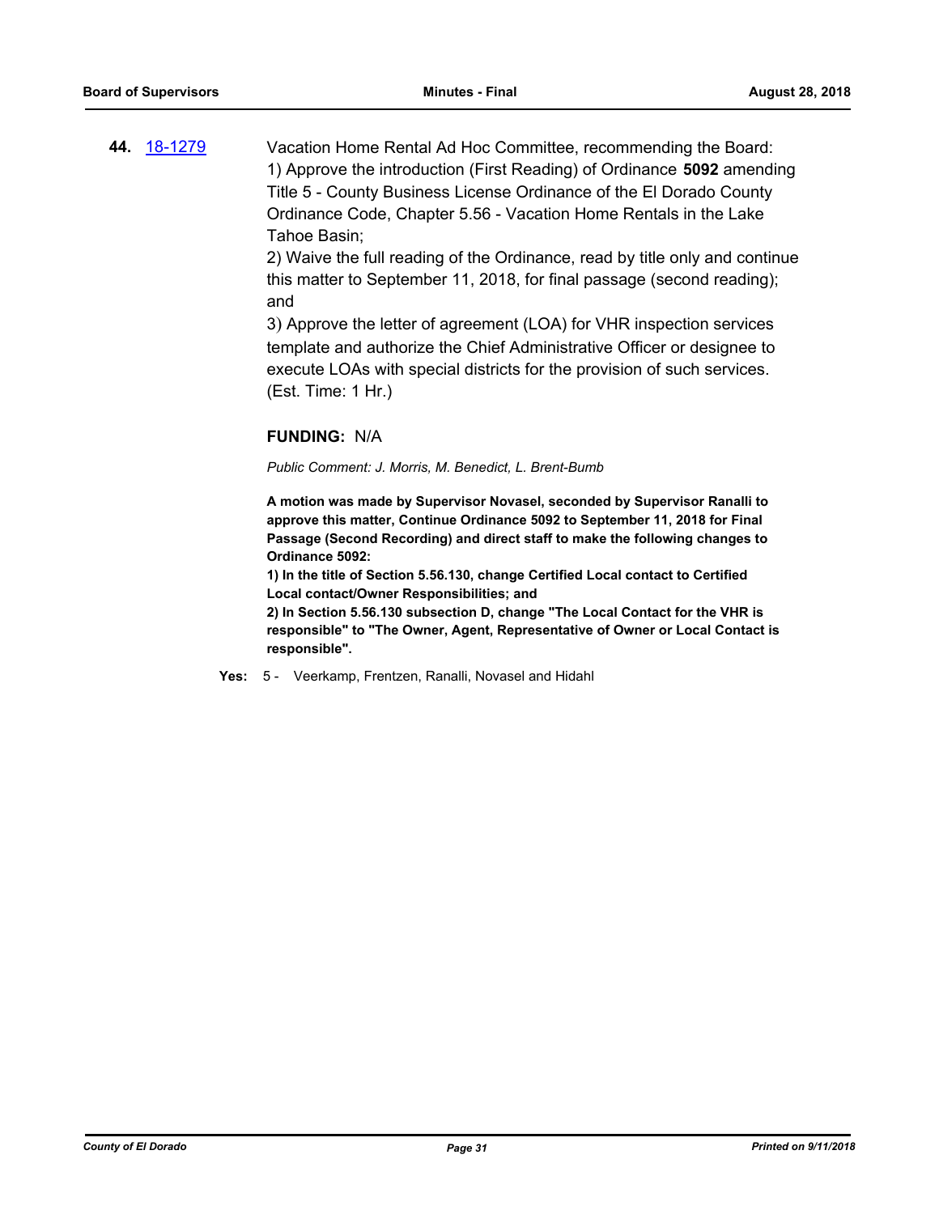**44.** 18-1279 Vacation Home Rental Ad Hoc Committee, recommending the Board:

1) Approve the introduction (First Reading) of Ordinance **5092** amending Title 5 - County Business License Ordinance of the El Dorado County Ordinance Code, Chapter 5.56 - Vacation Home Rentals in the Lake Tahoe Basin;

2) Waive the full reading of the Ordinance, read by title only and continue this matter to September 11, 2018, for final passage (second reading); and

3) Approve the letter of agreement (LOA) for VHR inspection services template and authorize the Chief Administrative Officer or designee to execute LOAs with special districts for the provision of such services. (Est. Time: 1 Hr.)

**FUNDING:** N/A

*Public Comment: J. Morris, M. Benedict, L. Brent-Bumb*

**A motion was made by Supervisor Novasel, seconded by Supervisor Ranalli to approve this matter, Continue Ordinance 5092 to September 11, 2018 for Final Passage (Second Recording) and direct staff to make the following changes to Ordinance 5092:**

**1) In the title of Section 5.56.130, change Certified Local contact to Certified Local contact/Owner Responsibilities; and**

**2) In Section 5.56.130 subsection D, change "The Local Contact for the VHR is responsible" to "The Owner, Agent, Representative of Owner or Local Contact is responsible".**

**Yes:** 5 - Veerkamp, Frentzen, Ranalli, Novasel and Hidahl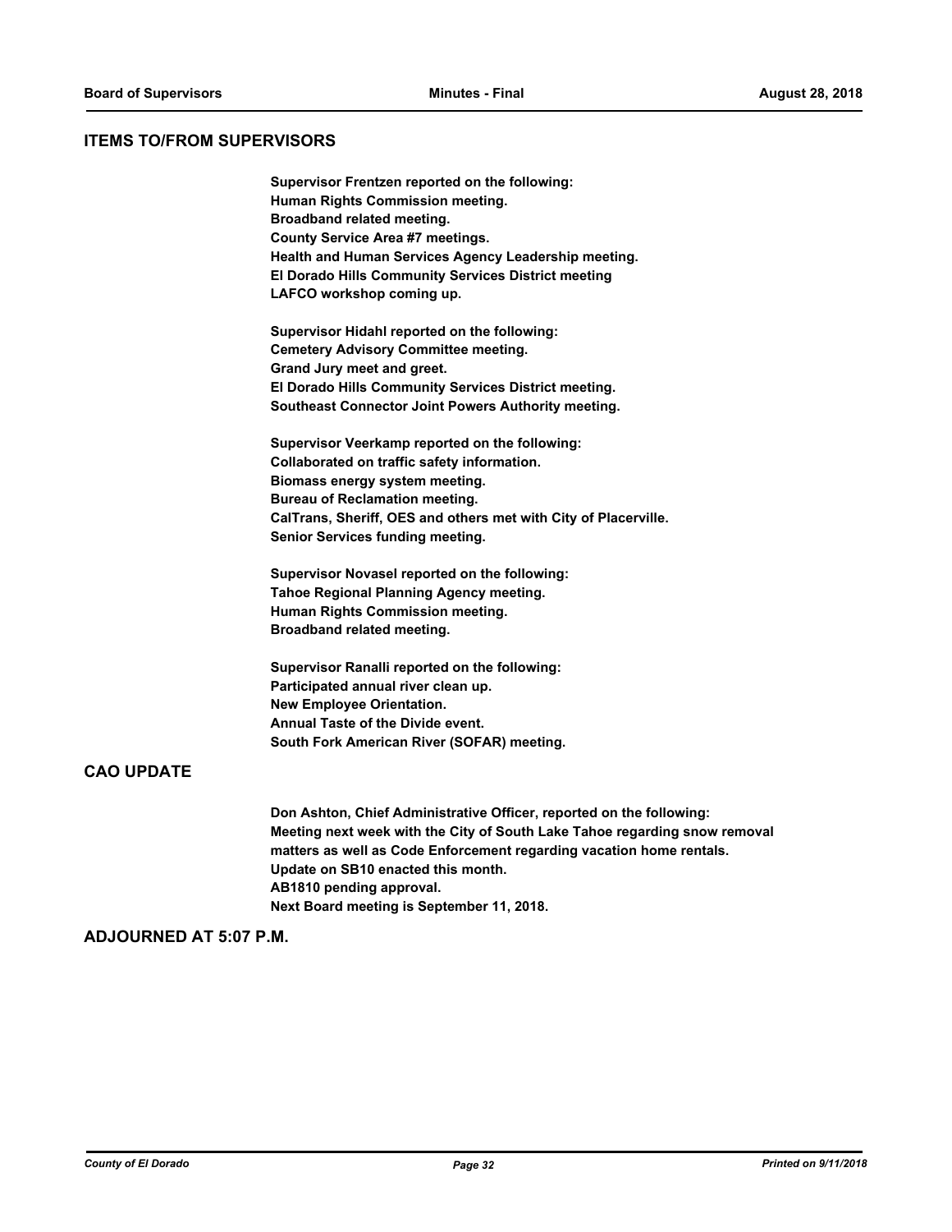## ITEMS TO/FROM SUPERVISORS

**Supervisor Frentzen reported on the following:**
**Human Rights Commission meeting.**
**Broadband related meeting.**
**County Service Area #7 meetings.**
**Health and Human Services Agency Leadership meeting.**
**El Dorado Hills Community Services District meeting**
**LAFCO workshop coming up.**

**Supervisor Hidahl reported on the following:**
**Cemetery Advisory Committee meeting.**
**Grand Jury meet and greet.**
**El Dorado Hills Community Services District meeting.**
**Southeast Connector Joint Powers Authority meeting.**

**Supervisor Veerkamp reported on the following:**
**Collaborated on traffic safety information.**
**Biomass energy system meeting.**
**Bureau of Reclamation meeting.**
**CalTrans, Sheriff, OES and others met with City of Placerville.**
**Senior Services funding meeting.**

**Supervisor Novasel reported on the following:**
**Tahoe Regional Planning Agency meeting.**
**Human Rights Commission meeting.**
**Broadband related meeting.**

**Supervisor Ranalli reported on the following:**
**Participated annual river clean up.**
**New Employee Orientation.**
**Annual Taste of the Divide event.**
**South Fork American River (SOFAR) meeting.**

## CAO UPDATE

**Don Ashton, Chief Administrative Officer, reported on the following:**
**Meeting next week with the City of South Lake Tahoe regarding snow removal matters as well as Code Enforcement regarding vacation home rentals.**
**Update on SB10 enacted this month.**
**AB1810 pending approval.**
**Next Board meeting is September 11, 2018.**

## ADJOURNED AT 5:07 P.M.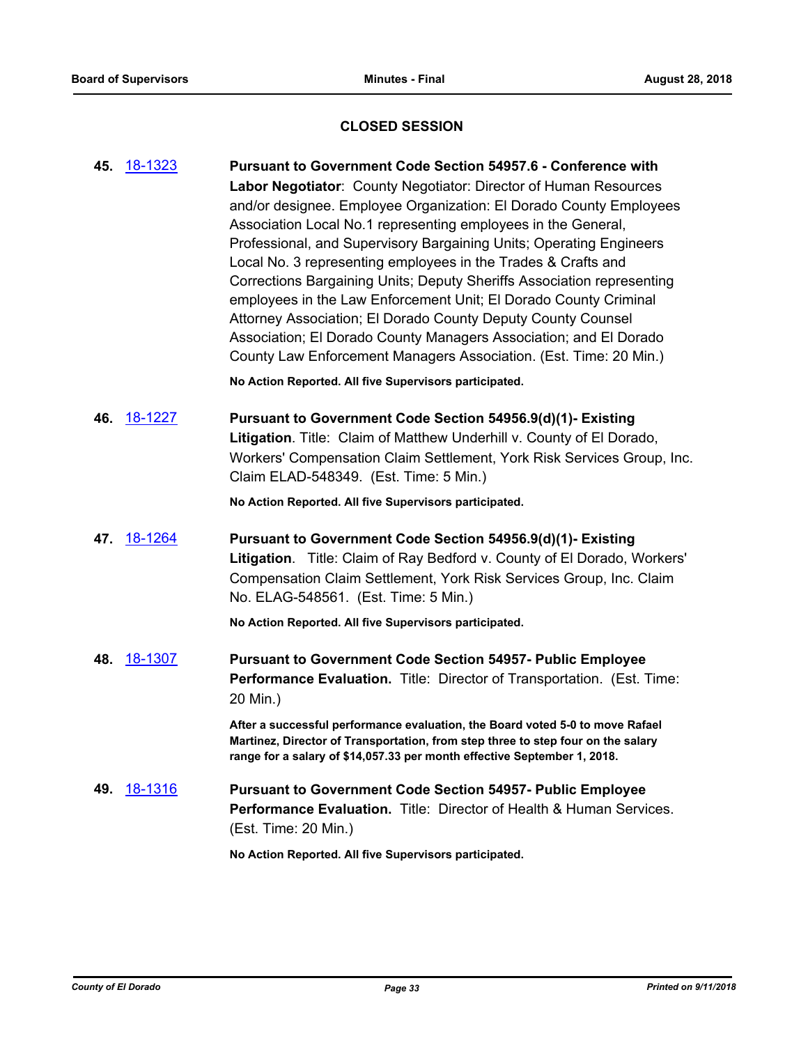## CLOSED SESSION

**45.** 18-1323 **Pursuant to Government Code Section 54957.6 - Conference with Labor Negotiator**: County Negotiator: Director of Human Resources and/or designee. Employee Organization: El Dorado County Employees Association Local No.1 representing employees in the General, Professional, and Supervisory Bargaining Units; Operating Engineers Local No. 3 representing employees in the Trades & Crafts and Corrections Bargaining Units; Deputy Sheriffs Association representing employees in the Law Enforcement Unit; El Dorado County Criminal Attorney Association; El Dorado County Deputy County Counsel Association; El Dorado County Managers Association; and El Dorado County Law Enforcement Managers Association. (Est. Time: 20 Min.)

**No Action Reported. All five Supervisors participated.**

**46.** 18-1227 **Pursuant to Government Code Section 54956.9(d)(1)- Existing Litigation**. Title: Claim of Matthew Underhill v. County of El Dorado, Workers' Compensation Claim Settlement, York Risk Services Group, Inc. Claim ELAD-548349. (Est. Time: 5 Min.)

**No Action Reported. All five Supervisors participated.**

**47.** 18-1264 **Pursuant to Government Code Section 54956.9(d)(1)- Existing Litigation**. Title: Claim of Ray Bedford v. County of El Dorado, Workers' Compensation Claim Settlement, York Risk Services Group, Inc. Claim No. ELAG-548561. (Est. Time: 5 Min.)

**No Action Reported. All five Supervisors participated.**

**48.** 18-1307 **Pursuant to Government Code Section 54957- Public Employee Performance Evaluation.** Title: Director of Transportation. (Est. Time: 20 Min.)

**After a successful performance evaluation, the Board voted 5-0 to move Rafael Martinez, Director of Transportation, from step three to step four on the salary range for a salary of $14,057.33 per month effective September 1, 2018.**

**49.** 18-1316 **Pursuant to Government Code Section 54957- Public Employee Performance Evaluation.** Title: Director of Health & Human Services. (Est. Time: 20 Min.)

**No Action Reported. All five Supervisors participated.**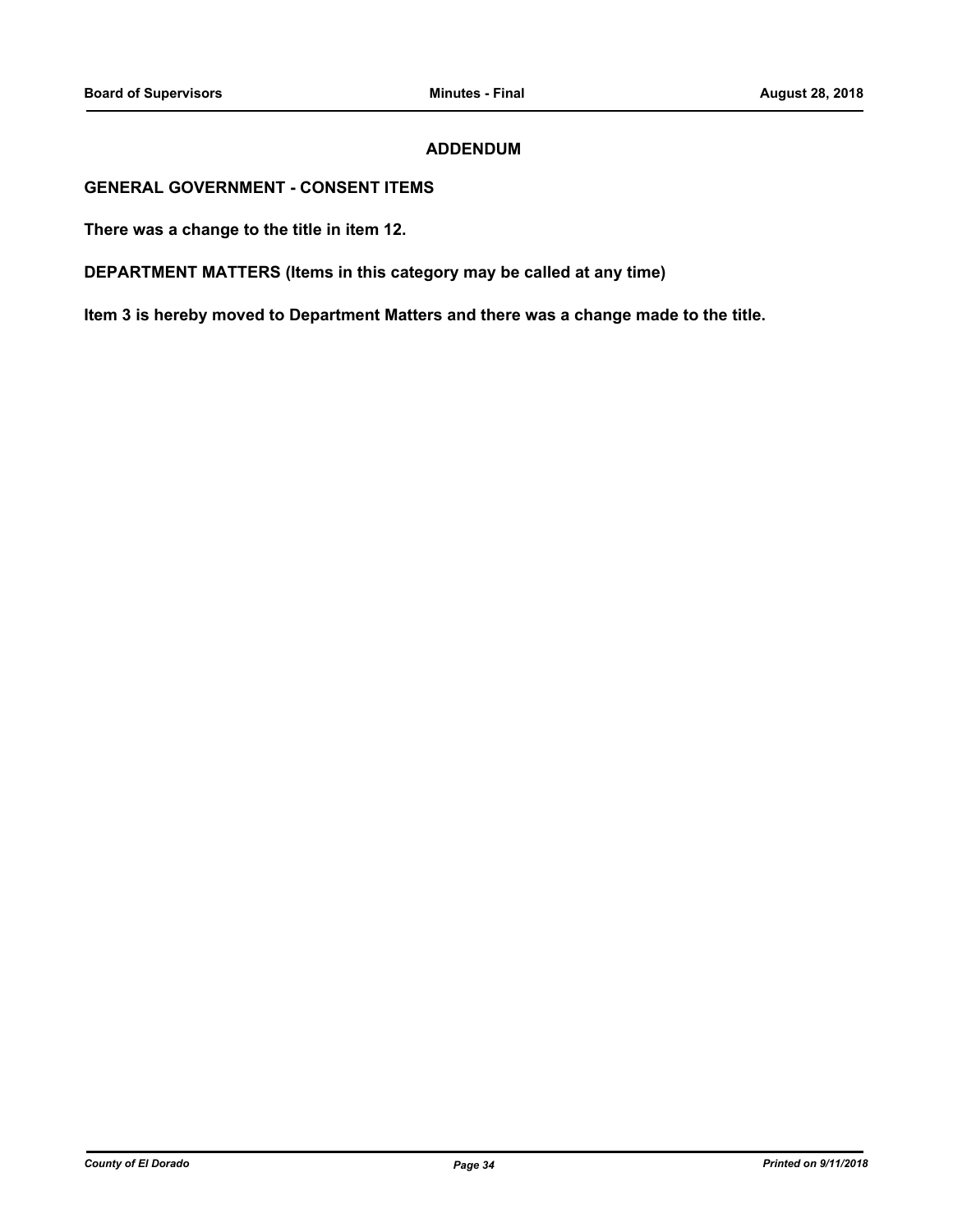## ADDENDUM

**GENERAL GOVERNMENT - CONSENT ITEMS**

**There was a change to the title in item 12.**

**DEPARTMENT MATTERS (Items in this category may be called at any time)**

**Item 3 is hereby moved to Department Matters and there was a change made to the title.**